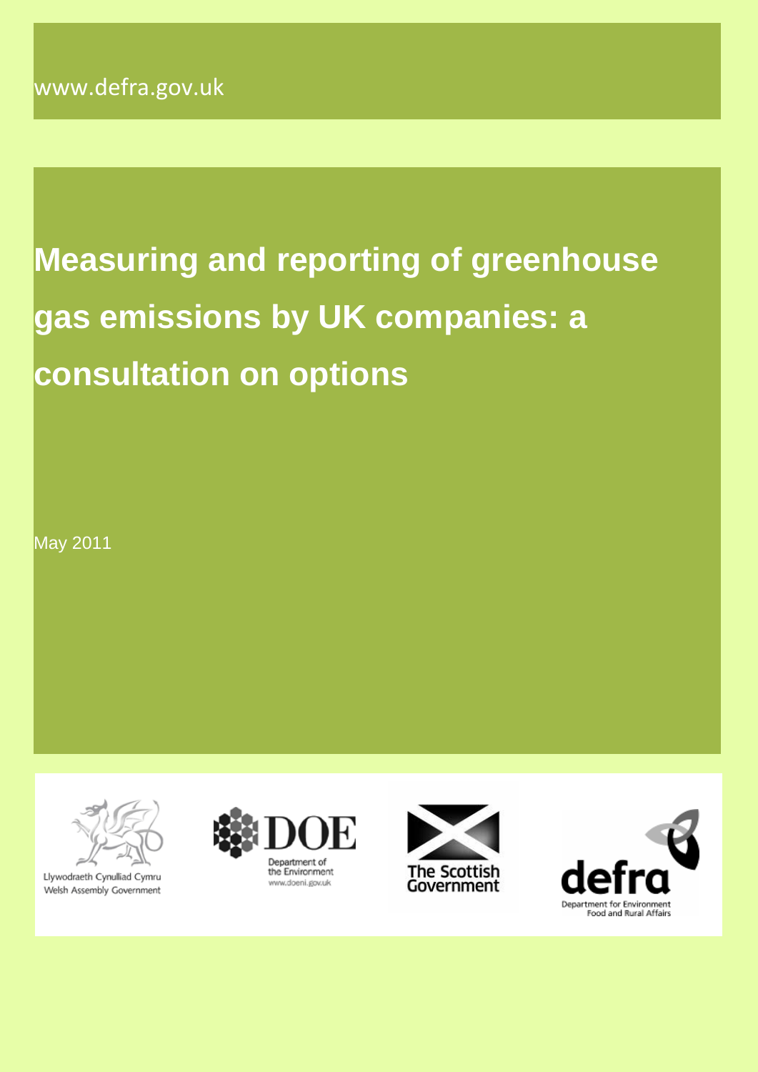www.defra.gov.uk

# Measuring and reporting of greenhouse gas emissions by UK companies: a consultation on options

May 2011

Llywodraeth Cynulliad Cymru
Welsh Assembly Government

DOE
Department of the Environment
www.doeni.gov.uk

The Scottish Government

defra
Department for Environment Food and Rural Affairs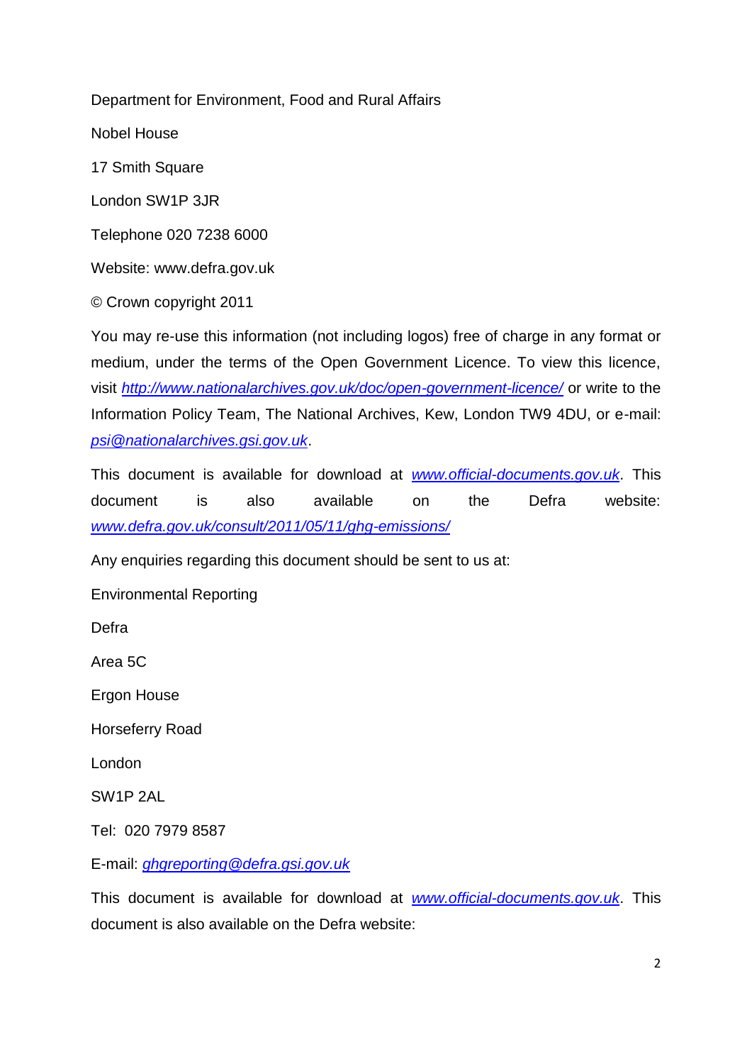Department for Environment, Food and Rural Affairs

Nobel House

17 Smith Square

London SW1P 3JR

Telephone 020 7238 6000

Website: www.defra.gov.uk

© Crown copyright 2011

You may re-use this information (not including logos) free of charge in any format or medium, under the terms of the Open Government Licence. To view this licence, visit *http://www.nationalarchives.gov.uk/doc/open-government-licence/* or write to the Information Policy Team, The National Archives, Kew, London TW9 4DU, or e-mail: *psi@nationalarchives.gsi.gov.uk*.

This document is available for download at *www.official-documents.gov.uk*. This document is also available on the Defra website: *www.defra.gov.uk/consult/2011/05/11/ghg-emissions/*

Any enquiries regarding this document should be sent to us at:

Environmental Reporting

Defra

Area 5C

Ergon House

Horseferry Road

London

SW1P 2AL

Tel: 020 7979 8587

E-mail: *ghgreporting@defra.gsi.gov.uk*

This document is available for download at *www.official-documents.gov.uk*. This document is also available on the Defra website: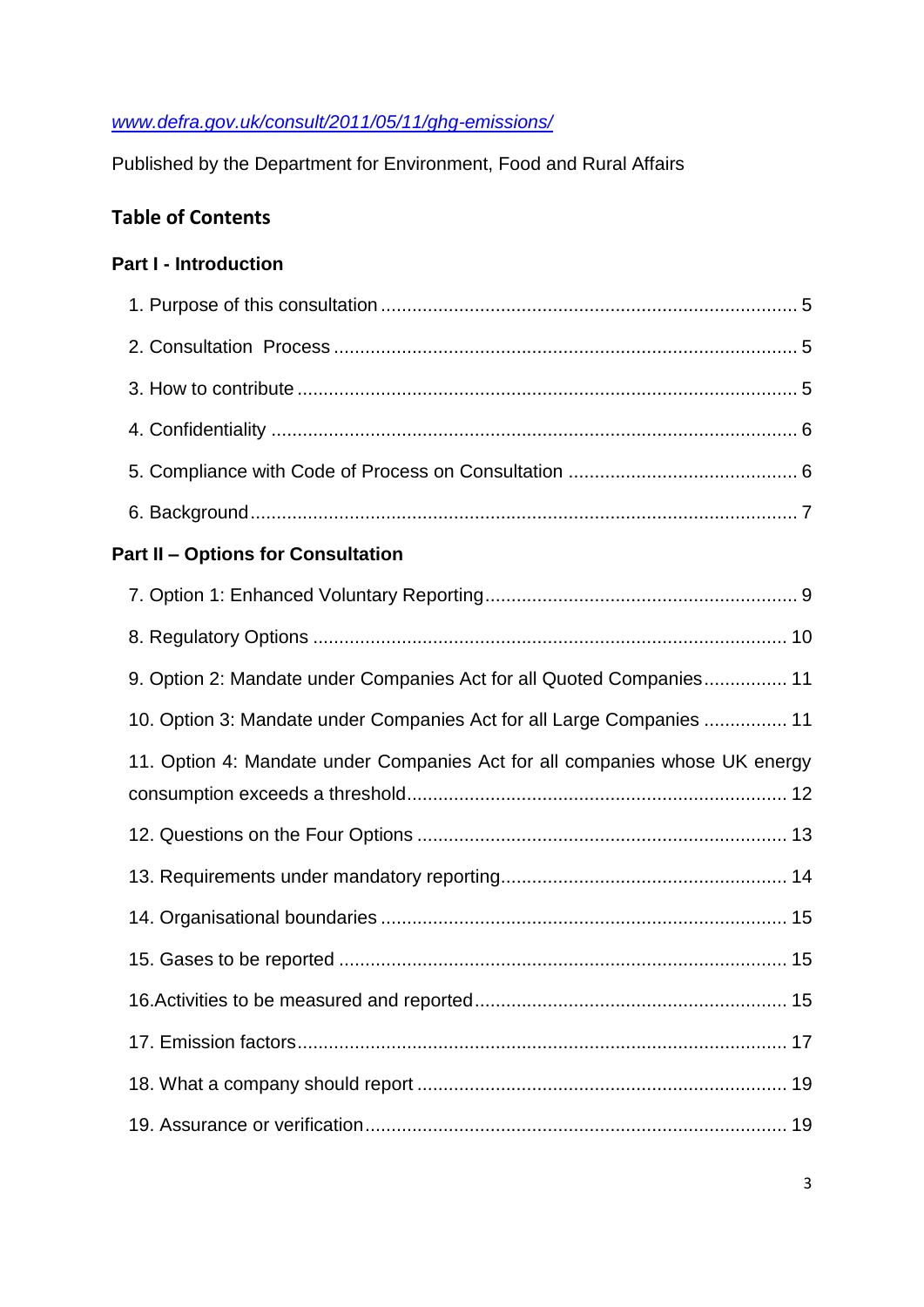[www.defra.gov.uk/consult/2011/05/11/ghg-emissions/](http://www.defra.gov.uk/consult/2011/05/11/ghg-emissions/)

Published by the Department for Environment, Food and Rural Affairs

## Table of Contents

### Part I - Introduction

1. Purpose of this consultation ........ 5
2. Consultation Process ........ 5
3. How to contribute ........ 5
4. Confidentiality ........ 6
5. Compliance with Code of Process on Consultation ........ 6
6. Background ........ 7

### Part II – Options for Consultation

7. Option 1: Enhanced Voluntary Reporting ........ 9
8. Regulatory Options ........ 10
9. Option 2: Mandate under Companies Act for all Quoted Companies ........ 11
10. Option 3: Mandate under Companies Act for all Large Companies ........ 11
11. Option 4: Mandate under Companies Act for all companies whose UK energy consumption exceeds a threshold ........ 12
12. Questions on the Four Options ........ 13
13. Requirements under mandatory reporting ........ 14
14. Organisational boundaries ........ 15
15. Gases to be reported ........ 15
16. Activities to be measured and reported ........ 15
17. Emission factors ........ 17
18. What a company should report ........ 19
19. Assurance or verification ........ 19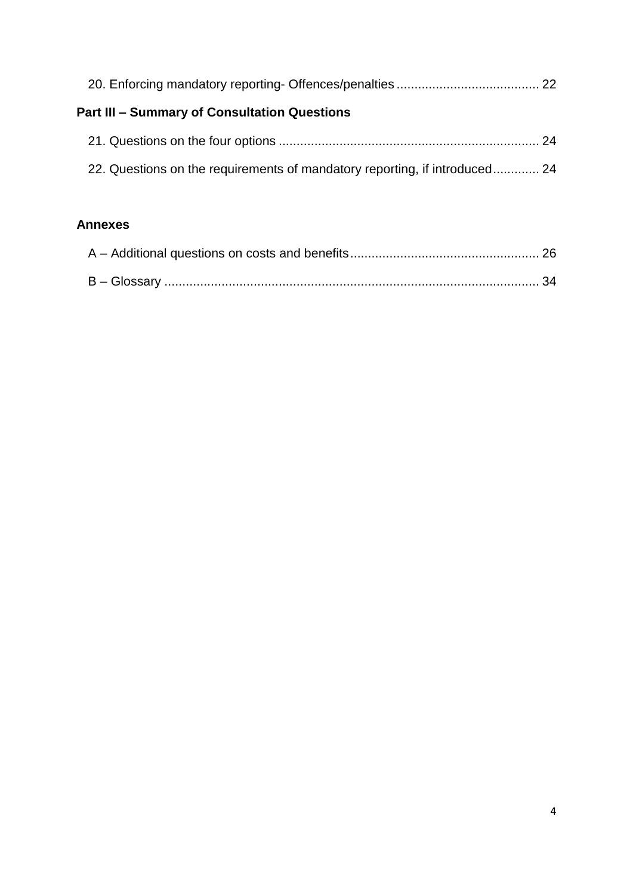20. Enforcing mandatory reporting- Offences/penalties ........................................ 22

**Part III – Summary of Consultation Questions**

21. Questions on the four options ........................................................................ 24

22. Questions on the requirements of mandatory reporting, if introduced............. 24

**Annexes**

A – Additional questions on costs and benefits..................................................... 26

B – Glossary ......................................................................................................... 34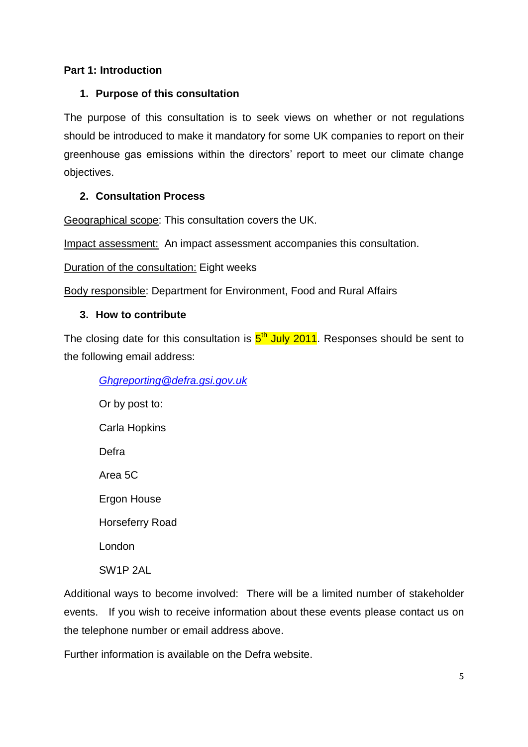**Part 1: Introduction**

1. **Purpose of this consultation**

The purpose of this consultation is to seek views on whether or not regulations should be introduced to make it mandatory for some UK companies to report on their greenhouse gas emissions within the directors' report to meet our climate change objectives.

2. **Consultation Process**

Geographical scope: This consultation covers the UK.

Impact assessment: An impact assessment accompanies this consultation.

Duration of the consultation: Eight weeks

Body responsible: Department for Environment, Food and Rural Affairs

3. **How to contribute**

The closing date for this consultation is 5th July 2011. Responses should be sent to the following email address:

*Ghgreporting@defra.gsi.gov.uk*

Or by post to:

Carla Hopkins

Defra

Area 5C

Ergon House

Horseferry Road

London

SW1P 2AL

Additional ways to become involved: There will be a limited number of stakeholder events. If you wish to receive information about these events please contact us on the telephone number or email address above.

Further information is available on the Defra website.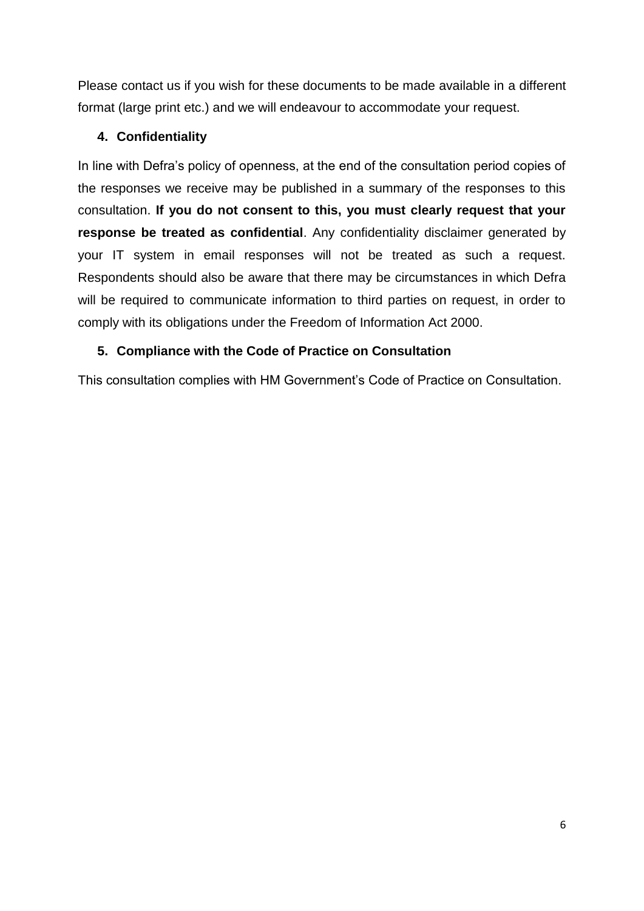Please contact us if you wish for these documents to be made available in a different format (large print etc.) and we will endeavour to accommodate your request.

### 4. Confidentiality

In line with Defra's policy of openness, at the end of the consultation period copies of the responses we receive may be published in a summary of the responses to this consultation. **If you do not consent to this, you must clearly request that your response be treated as confidential**. Any confidentiality disclaimer generated by your IT system in email responses will not be treated as such a request. Respondents should also be aware that there may be circumstances in which Defra will be required to communicate information to third parties on request, in order to comply with its obligations under the Freedom of Information Act 2000.

### 5. Compliance with the Code of Practice on Consultation

This consultation complies with HM Government's Code of Practice on Consultation.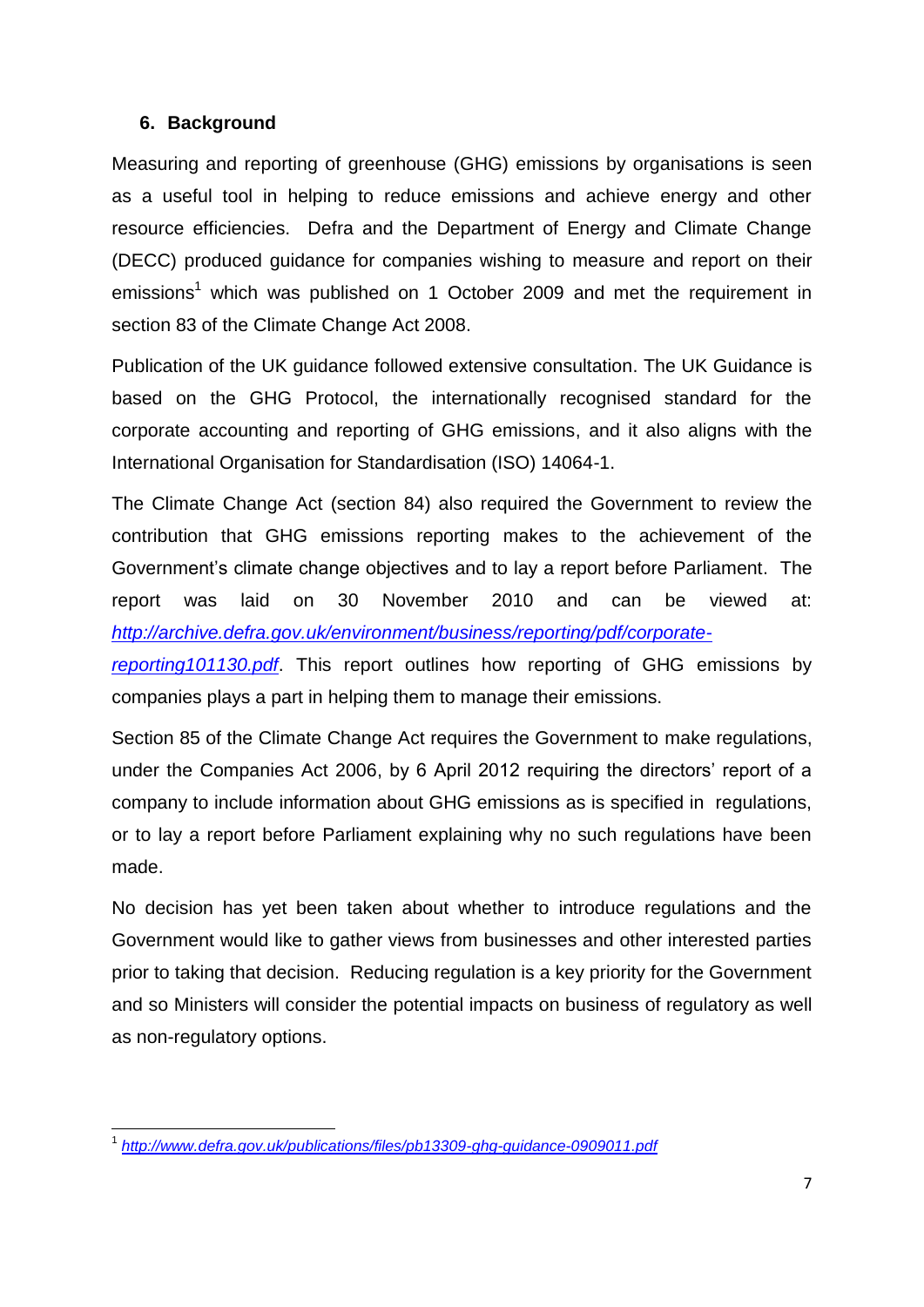## 6. Background

Measuring and reporting of greenhouse (GHG) emissions by organisations is seen as a useful tool in helping to reduce emissions and achieve energy and other resource efficiencies. Defra and the Department of Energy and Climate Change (DECC) produced guidance for companies wishing to measure and report on their emissions[1] which was published on 1 October 2009 and met the requirement in section 83 of the Climate Change Act 2008.

Publication of the UK guidance followed extensive consultation. The UK Guidance is based on the GHG Protocol, the internationally recognised standard for the corporate accounting and reporting of GHG emissions, and it also aligns with the International Organisation for Standardisation (ISO) 14064-1.

The Climate Change Act (section 84) also required the Government to review the contribution that GHG emissions reporting makes to the achievement of the Government's climate change objectives and to lay a report before Parliament. The report was laid on 30 November 2010 and can be viewed at: *http://archive.defra.gov.uk/environment/business/reporting/pdf/corporate-reporting101130.pdf*. This report outlines how reporting of GHG emissions by companies plays a part in helping them to manage their emissions.

Section 85 of the Climate Change Act requires the Government to make regulations, under the Companies Act 2006, by 6 April 2012 requiring the directors' report of a company to include information about GHG emissions as is specified in regulations, or to lay a report before Parliament explaining why no such regulations have been made.

No decision has yet been taken about whether to introduce regulations and the Government would like to gather views from businesses and other interested parties prior to taking that decision. Reducing regulation is a key priority for the Government and so Ministers will consider the potential impacts on business of regulatory as well as non-regulatory options.

---

[1] *http://www.defra.gov.uk/publications/files/pb13309-ghg-guidance-0909011.pdf*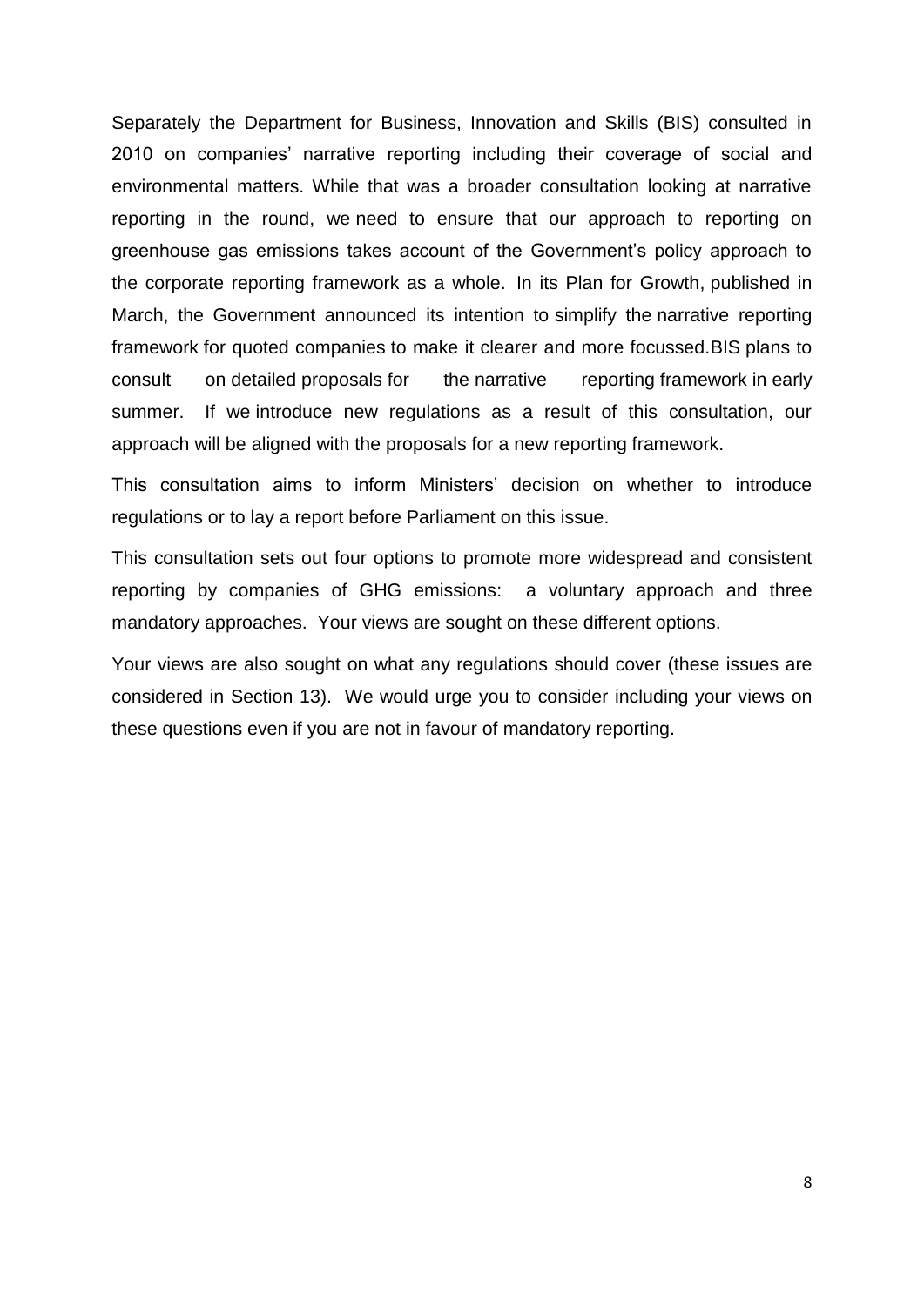Separately the Department for Business, Innovation and Skills (BIS) consulted in 2010 on companies' narrative reporting including their coverage of social and environmental matters. While that was a broader consultation looking at narrative reporting in the round, we need to ensure that our approach to reporting on greenhouse gas emissions takes account of the Government's policy approach to the corporate reporting framework as a whole. In its Plan for Growth, published in March, the Government announced its intention to simplify the narrative reporting framework for quoted companies to make it clearer and more focussed.BIS plans to consult on detailed proposals for the narrative reporting framework in early summer. If we introduce new regulations as a result of this consultation, our approach will be aligned with the proposals for a new reporting framework.

This consultation aims to inform Ministers' decision on whether to introduce regulations or to lay a report before Parliament on this issue.

This consultation sets out four options to promote more widespread and consistent reporting by companies of GHG emissions: a voluntary approach and three mandatory approaches. Your views are sought on these different options.

Your views are also sought on what any regulations should cover (these issues are considered in Section 13). We would urge you to consider including your views on these questions even if you are not in favour of mandatory reporting.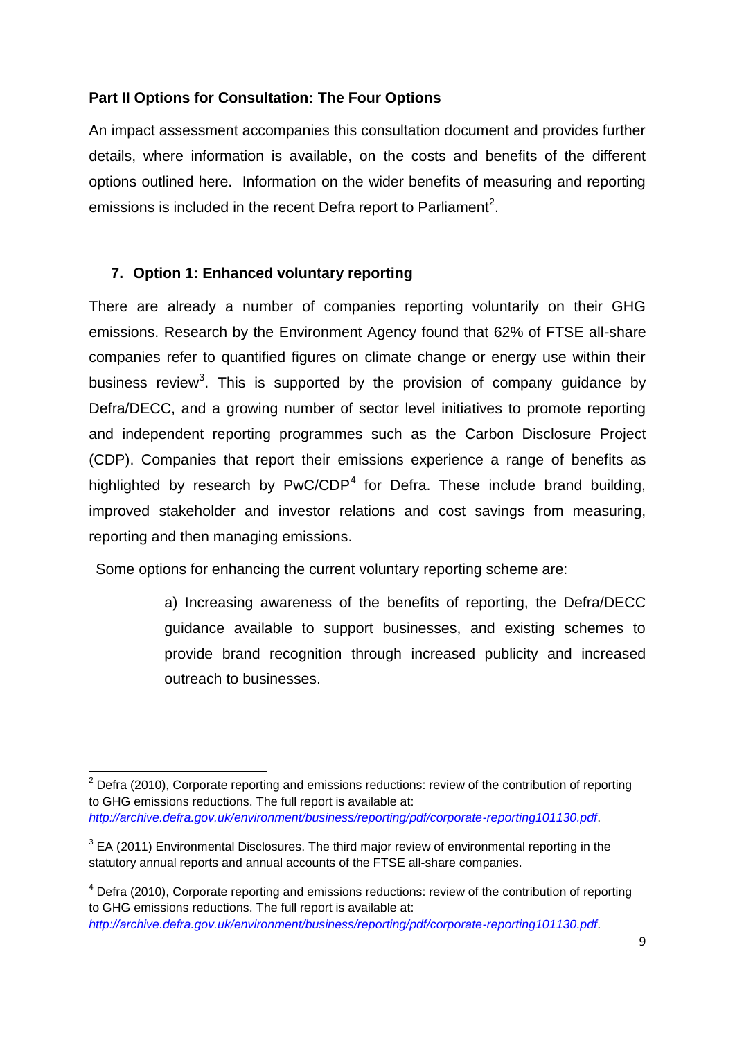**Part II Options for Consultation: The Four Options**

An impact assessment accompanies this consultation document and provides further details, where information is available, on the costs and benefits of the different options outlined here. Information on the wider benefits of measuring and reporting emissions is included in the recent Defra report to Parliament[2].

## 7. Option 1: Enhanced voluntary reporting

There are already a number of companies reporting voluntarily on their GHG emissions. Research by the Environment Agency found that 62% of FTSE all-share companies refer to quantified figures on climate change or energy use within their business review[3]. This is supported by the provision of company guidance by Defra/DECC, and a growing number of sector level initiatives to promote reporting and independent reporting programmes such as the Carbon Disclosure Project (CDP). Companies that report their emissions experience a range of benefits as highlighted by research by PwC/CDP[4] for Defra. These include brand building, improved stakeholder and investor relations and cost savings from measuring, reporting and then managing emissions.

Some options for enhancing the current voluntary reporting scheme are:

a) Increasing awareness of the benefits of reporting, the Defra/DECC guidance available to support businesses, and existing schemes to provide brand recognition through increased publicity and increased outreach to businesses.

---

[2] Defra (2010), Corporate reporting and emissions reductions: review of the contribution of reporting to GHG emissions reductions. The full report is available at: *http://archive.defra.gov.uk/environment/business/reporting/pdf/corporate-reporting101130.pdf*.

[3] EA (2011) Environmental Disclosures. The third major review of environmental reporting in the statutory annual reports and annual accounts of the FTSE all-share companies.

[4] Defra (2010), Corporate reporting and emissions reductions: review of the contribution of reporting to GHG emissions reductions. The full report is available at: *http://archive.defra.gov.uk/environment/business/reporting/pdf/corporate-reporting101130.pdf*.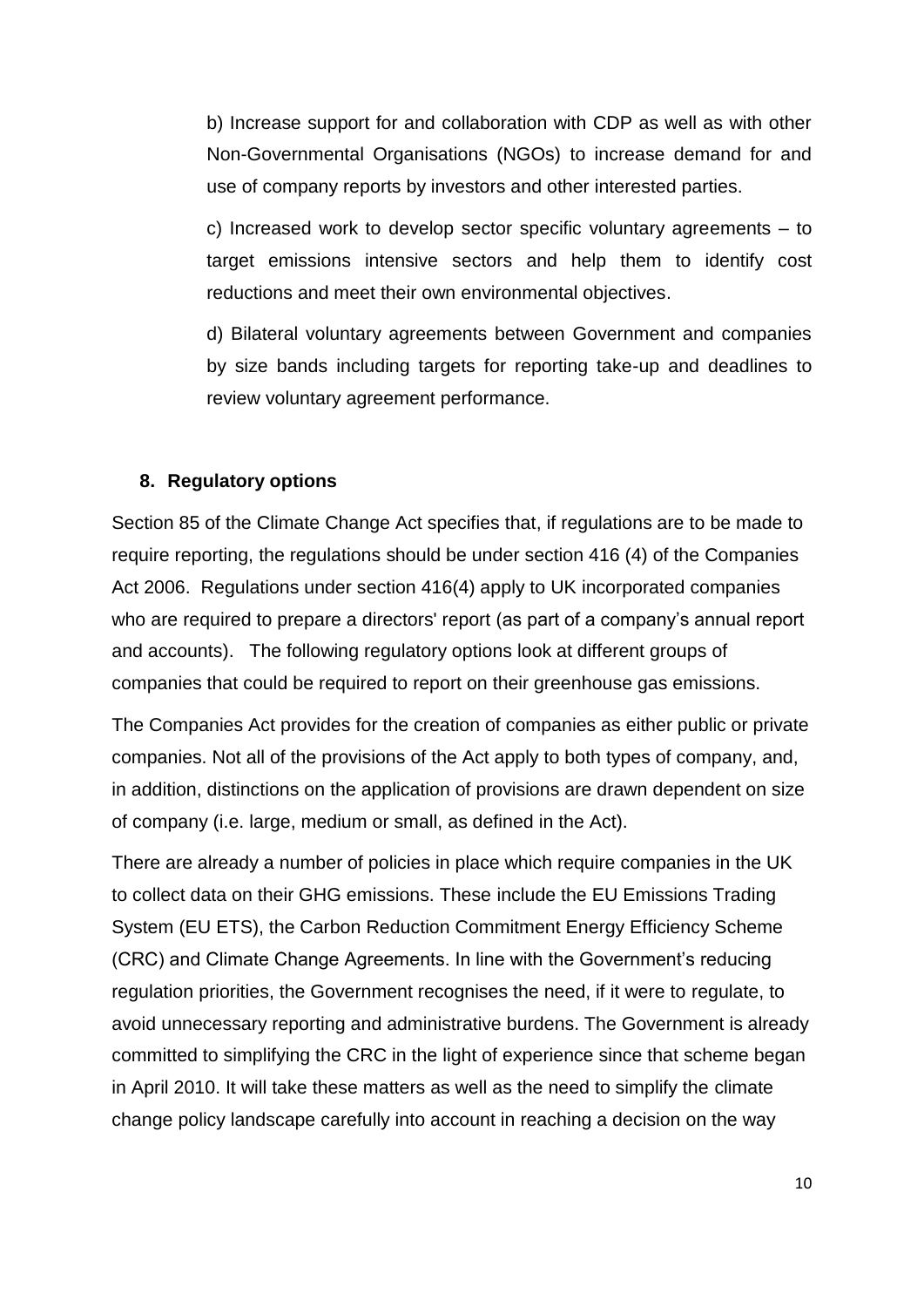b) Increase support for and collaboration with CDP as well as with other Non-Governmental Organisations (NGOs) to increase demand for and use of company reports by investors and other interested parties.

c) Increased work to develop sector specific voluntary agreements – to target emissions intensive sectors and help them to identify cost reductions and meet their own environmental objectives.

d) Bilateral voluntary agreements between Government and companies by size bands including targets for reporting take-up and deadlines to review voluntary agreement performance.

## 8. Regulatory options

Section 85 of the Climate Change Act specifies that, if regulations are to be made to require reporting, the regulations should be under section 416 (4) of the Companies Act 2006. Regulations under section 416(4) apply to UK incorporated companies who are required to prepare a directors' report (as part of a company's annual report and accounts). The following regulatory options look at different groups of companies that could be required to report on their greenhouse gas emissions.

The Companies Act provides for the creation of companies as either public or private companies. Not all of the provisions of the Act apply to both types of company, and, in addition, distinctions on the application of provisions are drawn dependent on size of company (i.e. large, medium or small, as defined in the Act).

There are already a number of policies in place which require companies in the UK to collect data on their GHG emissions. These include the EU Emissions Trading System (EU ETS), the Carbon Reduction Commitment Energy Efficiency Scheme (CRC) and Climate Change Agreements. In line with the Government's reducing regulation priorities, the Government recognises the need, if it were to regulate, to avoid unnecessary reporting and administrative burdens. The Government is already committed to simplifying the CRC in the light of experience since that scheme began in April 2010. It will take these matters as well as the need to simplify the climate change policy landscape carefully into account in reaching a decision on the way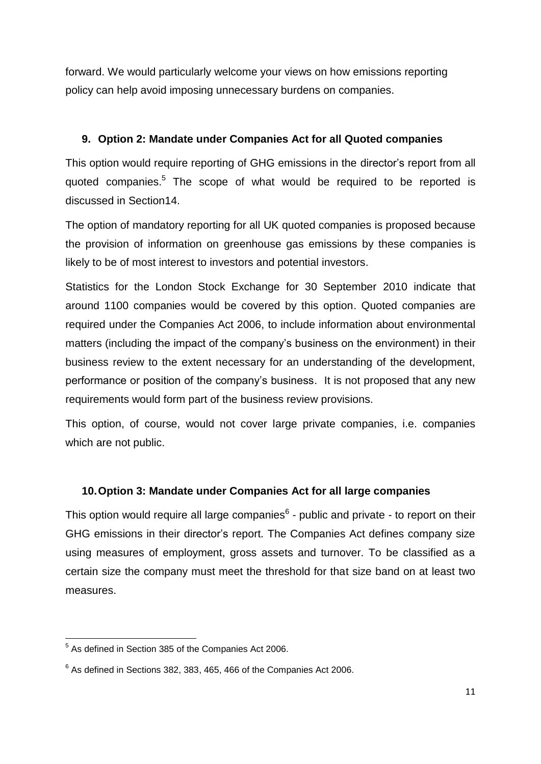forward. We would particularly welcome your views on how emissions reporting policy can help avoid imposing unnecessary burdens on companies.

## 9. Option 2: Mandate under Companies Act for all Quoted companies

This option would require reporting of GHG emissions in the director's report from all quoted companies.[5] The scope of what would be required to be reported is discussed in Section14.

The option of mandatory reporting for all UK quoted companies is proposed because the provision of information on greenhouse gas emissions by these companies is likely to be of most interest to investors and potential investors.

Statistics for the London Stock Exchange for 30 September 2010 indicate that around 1100 companies would be covered by this option. Quoted companies are required under the Companies Act 2006, to include information about environmental matters (including the impact of the company's business on the environment) in their business review to the extent necessary for an understanding of the development, performance or position of the company's business. It is not proposed that any new requirements would form part of the business review provisions.

This option, of course, would not cover large private companies, i.e. companies which are not public.

## 10. Option 3: Mandate under Companies Act for all large companies

This option would require all large companies[6] - public and private - to report on their GHG emissions in their director's report. The Companies Act defines company size using measures of employment, gross assets and turnover. To be classified as a certain size the company must meet the threshold for that size band on at least two measures.

---

[5] As defined in Section 385 of the Companies Act 2006.

[6] As defined in Sections 382, 383, 465, 466 of the Companies Act 2006.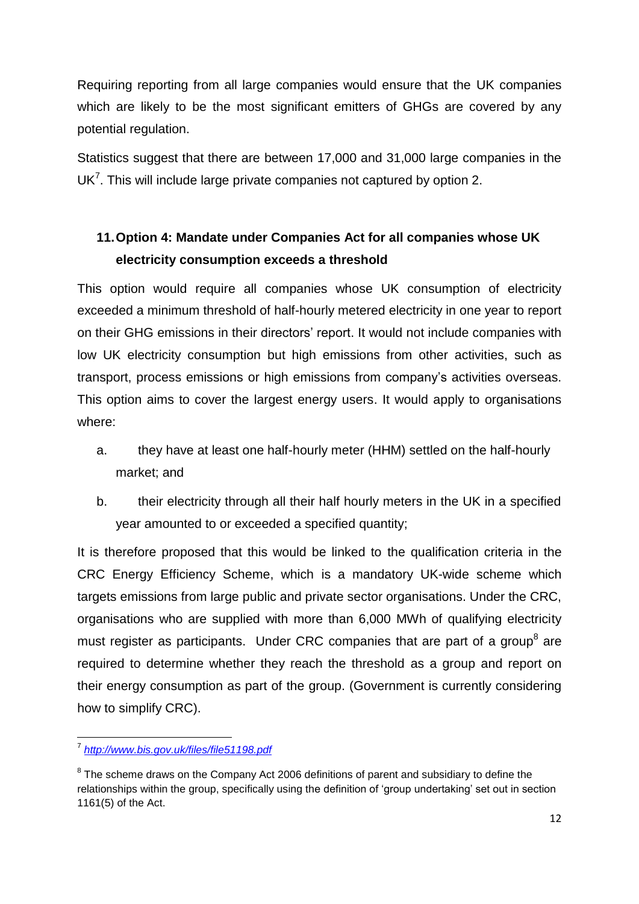Requiring reporting from all large companies would ensure that the UK companies which are likely to be the most significant emitters of GHGs are covered by any potential regulation.

Statistics suggest that there are between 17,000 and 31,000 large companies in the UK[7]. This will include large private companies not captured by option 2.

## 11. Option 4: Mandate under Companies Act for all companies whose UK electricity consumption exceeds a threshold

This option would require all companies whose UK consumption of electricity exceeded a minimum threshold of half-hourly metered electricity in one year to report on their GHG emissions in their directors' report. It would not include companies with low UK electricity consumption but high emissions from other activities, such as transport, process emissions or high emissions from company's activities overseas. This option aims to cover the largest energy users. It would apply to organisations where:

a. they have at least one half-hourly meter (HHM) settled on the half-hourly market; and

b. their electricity through all their half hourly meters in the UK in a specified year amounted to or exceeded a specified quantity;

It is therefore proposed that this would be linked to the qualification criteria in the CRC Energy Efficiency Scheme, which is a mandatory UK-wide scheme which targets emissions from large public and private sector organisations. Under the CRC, organisations who are supplied with more than 6,000 MWh of qualifying electricity must register as participants. Under CRC companies that are part of a group[8] are required to determine whether they reach the threshold as a group and report on their energy consumption as part of the group. (Government is currently considering how to simplify CRC).

---

[7] *http://www.bis.gov.uk/files/file51198.pdf*

[8] The scheme draws on the Company Act 2006 definitions of parent and subsidiary to define the relationships within the group, specifically using the definition of 'group undertaking' set out in section 1161(5) of the Act.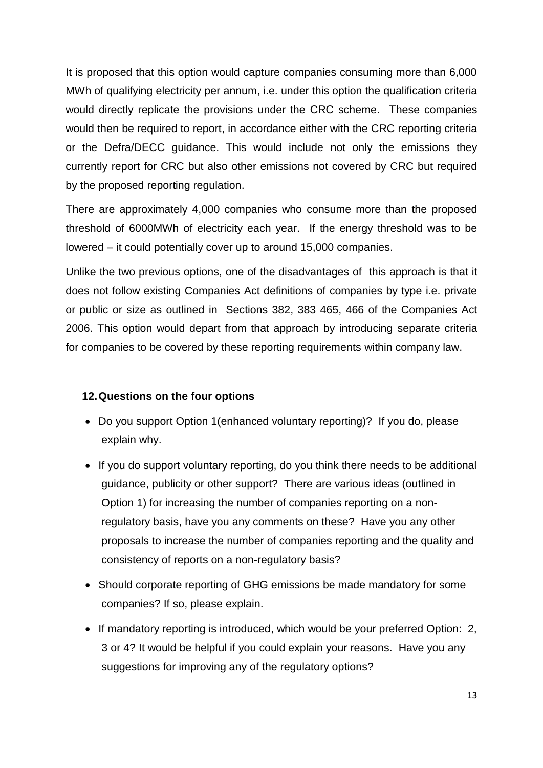It is proposed that this option would capture companies consuming more than 6,000 MWh of qualifying electricity per annum, i.e. under this option the qualification criteria would directly replicate the provisions under the CRC scheme. These companies would then be required to report, in accordance either with the CRC reporting criteria or the Defra/DECC guidance. This would include not only the emissions they currently report for CRC but also other emissions not covered by CRC but required by the proposed reporting regulation.

There are approximately 4,000 companies who consume more than the proposed threshold of 6000MWh of electricity each year. If the energy threshold was to be lowered – it could potentially cover up to around 15,000 companies.

Unlike the two previous options, one of the disadvantages of this approach is that it does not follow existing Companies Act definitions of companies by type i.e. private or public or size as outlined in Sections 382, 383 465, 466 of the Companies Act 2006. This option would depart from that approach by introducing separate criteria for companies to be covered by these reporting requirements within company law.

## 12. Questions on the four options

- Do you support Option 1(enhanced voluntary reporting)? If you do, please explain why.
- If you do support voluntary reporting, do you think there needs to be additional guidance, publicity or other support? There are various ideas (outlined in Option 1) for increasing the number of companies reporting on a non-regulatory basis, have you any comments on these? Have you any other proposals to increase the number of companies reporting and the quality and consistency of reports on a non-regulatory basis?
- Should corporate reporting of GHG emissions be made mandatory for some companies? If so, please explain.
- If mandatory reporting is introduced, which would be your preferred Option: 2, 3 or 4? It would be helpful if you could explain your reasons. Have you any suggestions for improving any of the regulatory options?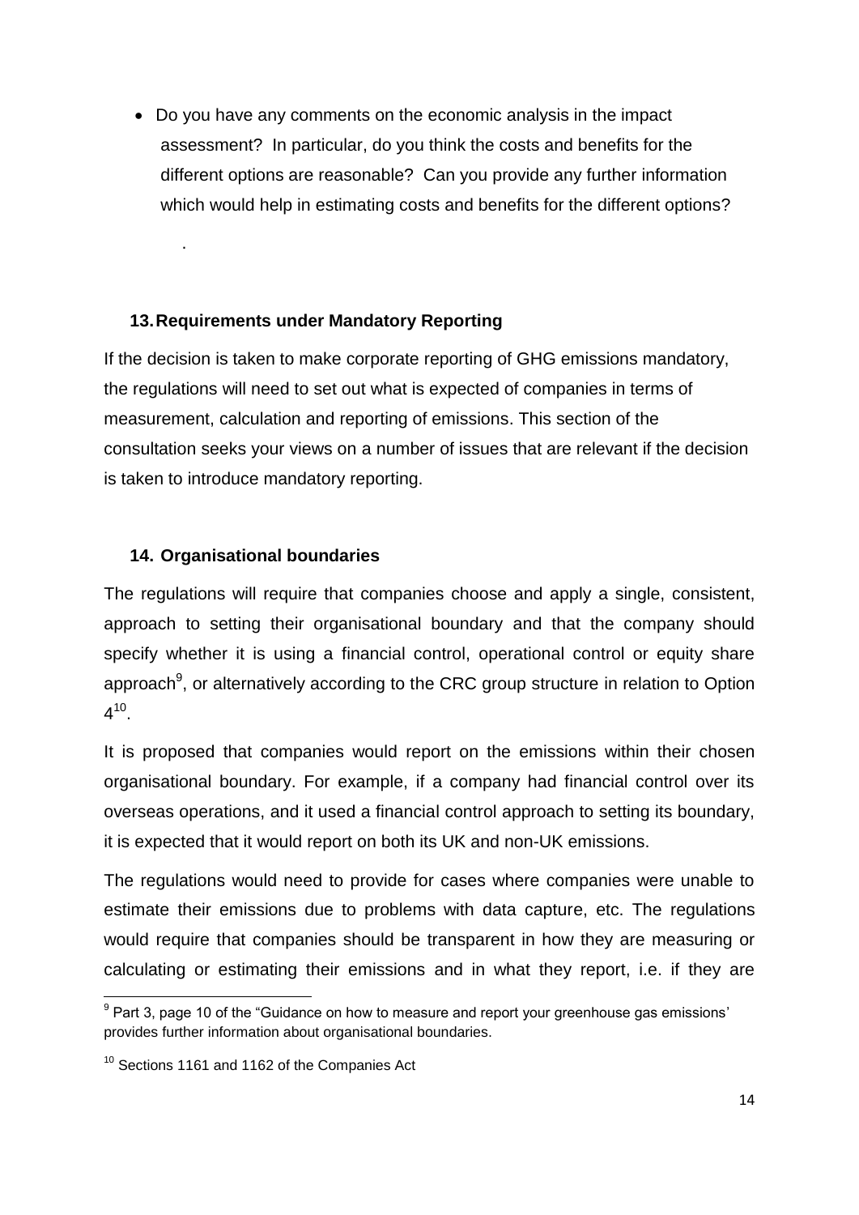- Do you have any comments on the economic analysis in the impact assessment? In particular, do you think the costs and benefits for the different options are reasonable? Can you provide any further information which would help in estimating costs and benefits for the different options?

.

## 13. Requirements under Mandatory Reporting

If the decision is taken to make corporate reporting of GHG emissions mandatory, the regulations will need to set out what is expected of companies in terms of measurement, calculation and reporting of emissions. This section of the consultation seeks your views on a number of issues that are relevant if the decision is taken to introduce mandatory reporting.

## 14. Organisational boundaries

The regulations will require that companies choose and apply a single, consistent, approach to setting their organisational boundary and that the company should specify whether it is using a financial control, operational control or equity share approach[9], or alternatively according to the CRC group structure in relation to Option 4[10].

It is proposed that companies would report on the emissions within their chosen organisational boundary. For example, if a company had financial control over its overseas operations, and it used a financial control approach to setting its boundary, it is expected that it would report on both its UK and non-UK emissions.

The regulations would need to provide for cases where companies were unable to estimate their emissions due to problems with data capture, etc. The regulations would require that companies should be transparent in how they are measuring or calculating or estimating their emissions and in what they report, i.e. if they are

---

[9] Part 3, page 10 of the "Guidance on how to measure and report your greenhouse gas emissions' provides further information about organisational boundaries.

[10] Sections 1161 and 1162 of the Companies Act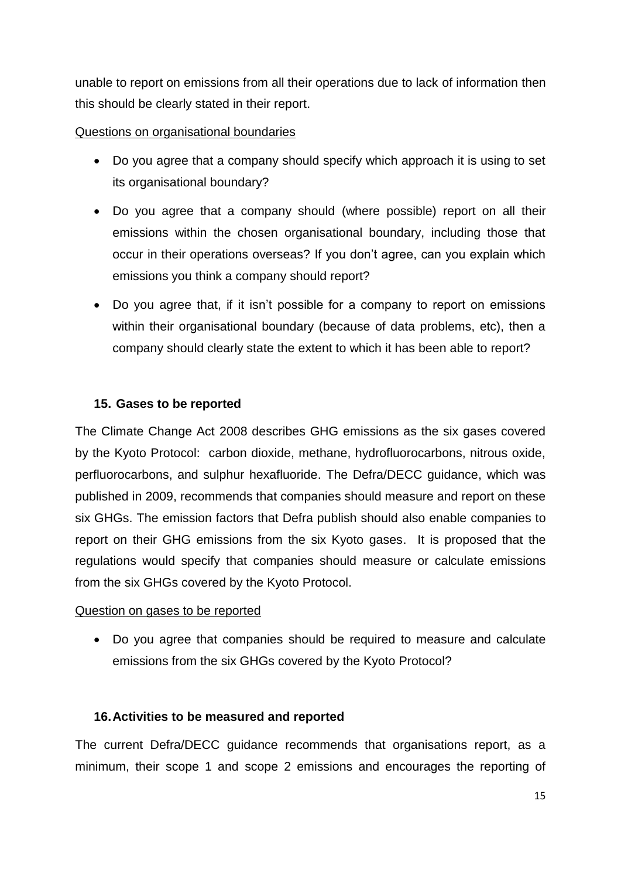unable to report on emissions from all their operations due to lack of information then this should be clearly stated in their report.

Questions on organisational boundaries

- Do you agree that a company should specify which approach it is using to set its organisational boundary?
- Do you agree that a company should (where possible) report on all their emissions within the chosen organisational boundary, including those that occur in their operations overseas? If you don't agree, can you explain which emissions you think a company should report?
- Do you agree that, if it isn't possible for a company to report on emissions within their organisational boundary (because of data problems, etc), then a company should clearly state the extent to which it has been able to report?

### 15. Gases to be reported

The Climate Change Act 2008 describes GHG emissions as the six gases covered by the Kyoto Protocol: carbon dioxide, methane, hydrofluorocarbons, nitrous oxide, perfluorocarbons, and sulphur hexafluoride. The Defra/DECC guidance, which was published in 2009, recommends that companies should measure and report on these six GHGs. The emission factors that Defra publish should also enable companies to report on their GHG emissions from the six Kyoto gases. It is proposed that the regulations would specify that companies should measure or calculate emissions from the six GHGs covered by the Kyoto Protocol.

Question on gases to be reported

- Do you agree that companies should be required to measure and calculate emissions from the six GHGs covered by the Kyoto Protocol?

### 16. Activities to be measured and reported

The current Defra/DECC guidance recommends that organisations report, as a minimum, their scope 1 and scope 2 emissions and encourages the reporting of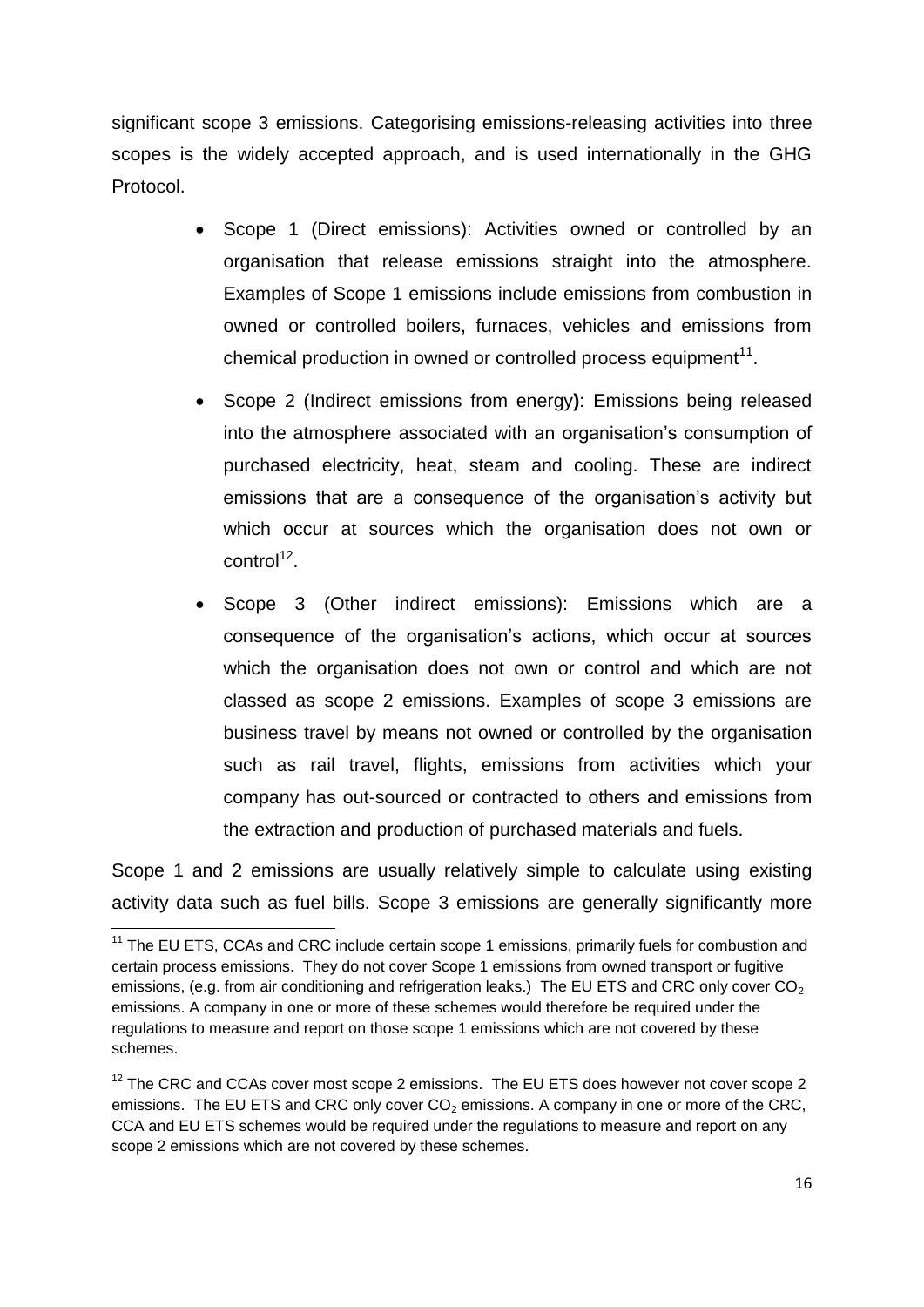significant scope 3 emissions. Categorising emissions-releasing activities into three scopes is the widely accepted approach, and is used internationally in the GHG Protocol.

- Scope 1 (Direct emissions): Activities owned or controlled by an organisation that release emissions straight into the atmosphere. Examples of Scope 1 emissions include emissions from combustion in owned or controlled boilers, furnaces, vehicles and emissions from chemical production in owned or controlled process equipment[11].
- Scope 2 (Indirect emissions from energy**)**: Emissions being released into the atmosphere associated with an organisation's consumption of purchased electricity, heat, steam and cooling. These are indirect emissions that are a consequence of the organisation's activity but which occur at sources which the organisation does not own or control[12].
- Scope 3 (Other indirect emissions): Emissions which are a consequence of the organisation's actions, which occur at sources which the organisation does not own or control and which are not classed as scope 2 emissions. Examples of scope 3 emissions are business travel by means not owned or controlled by the organisation such as rail travel, flights, emissions from activities which your company has out-sourced or contracted to others and emissions from the extraction and production of purchased materials and fuels.

Scope 1 and 2 emissions are usually relatively simple to calculate using existing activity data such as fuel bills. Scope 3 emissions are generally significantly more

---

[11] The EU ETS, CCAs and CRC include certain scope 1 emissions, primarily fuels for combustion and certain process emissions. They do not cover Scope 1 emissions from owned transport or fugitive emissions, (e.g. from air conditioning and refrigeration leaks.) The EU ETS and CRC only cover $CO_2$ emissions. A company in one or more of these schemes would therefore be required under the regulations to measure and report on those scope 1 emissions which are not covered by these schemes.

[12] The CRC and CCAs cover most scope 2 emissions. The EU ETS does however not cover scope 2 emissions. The EU ETS and CRC only cover $CO_2$ emissions. A company in one or more of the CRC, CCA and EU ETS schemes would be required under the regulations to measure and report on any scope 2 emissions which are not covered by these schemes.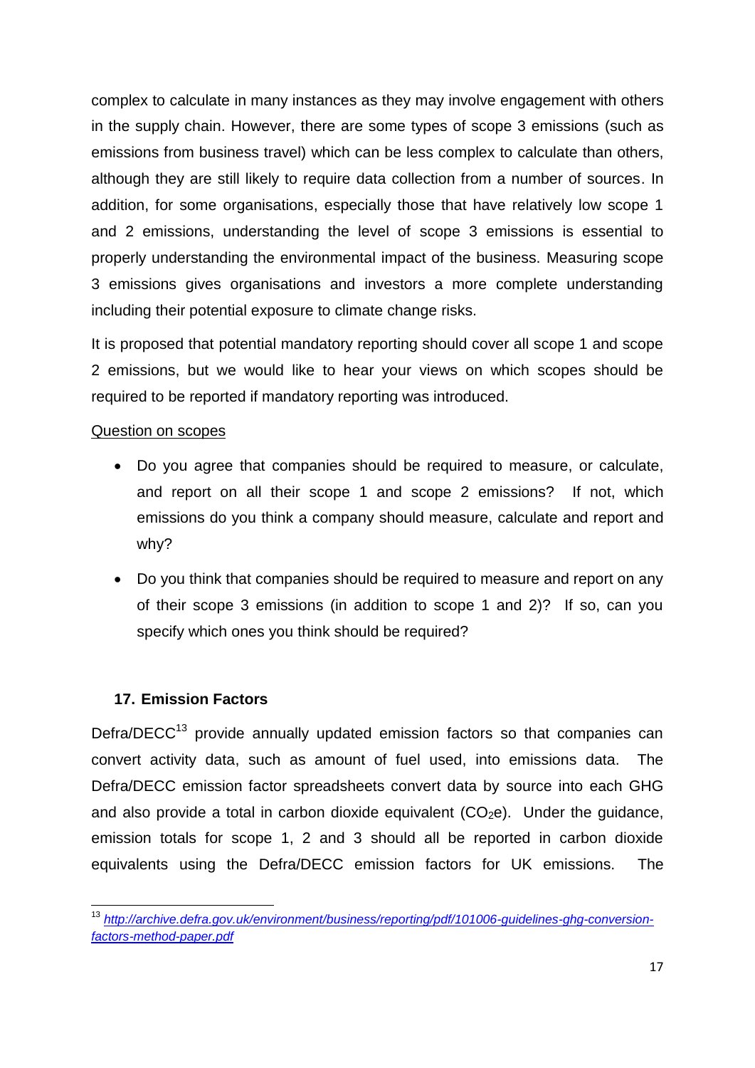complex to calculate in many instances as they may involve engagement with others in the supply chain. However, there are some types of scope 3 emissions (such as emissions from business travel) which can be less complex to calculate than others, although they are still likely to require data collection from a number of sources. In addition, for some organisations, especially those that have relatively low scope 1 and 2 emissions, understanding the level of scope 3 emissions is essential to properly understanding the environmental impact of the business. Measuring scope 3 emissions gives organisations and investors a more complete understanding including their potential exposure to climate change risks.

It is proposed that potential mandatory reporting should cover all scope 1 and scope 2 emissions, but we would like to hear your views on which scopes should be required to be reported if mandatory reporting was introduced.

Question on scopes

- Do you agree that companies should be required to measure, or calculate, and report on all their scope 1 and scope 2 emissions? If not, which emissions do you think a company should measure, calculate and report and why?
- Do you think that companies should be required to measure and report on any of their scope 3 emissions (in addition to scope 1 and 2)? If so, can you specify which ones you think should be required?

## 17. Emission Factors

Defra/DECC[13] provide annually updated emission factors so that companies can convert activity data, such as amount of fuel used, into emissions data. The Defra/DECC emission factor spreadsheets convert data by source into each GHG and also provide a total in carbon dioxide equivalent ($CO_2e$). Under the guidance, emission totals for scope 1, 2 and 3 should all be reported in carbon dioxide equivalents using the Defra/DECC emission factors for UK emissions. The

[13] *http://archive.defra.gov.uk/environment/business/reporting/pdf/101006-guidelines-ghg-conversion-factors-method-paper.pdf*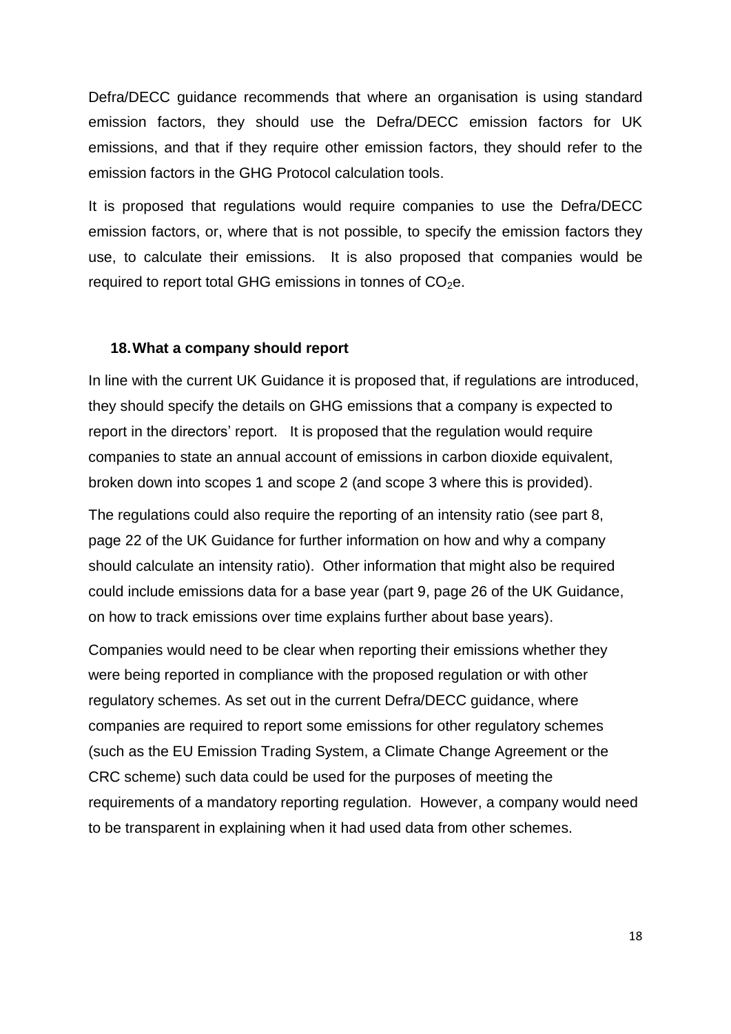Defra/DECC guidance recommends that where an organisation is using standard emission factors, they should use the Defra/DECC emission factors for UK emissions, and that if they require other emission factors, they should refer to the emission factors in the GHG Protocol calculation tools.

It is proposed that regulations would require companies to use the Defra/DECC emission factors, or, where that is not possible, to specify the emission factors they use, to calculate their emissions. It is also proposed that companies would be required to report total GHG emissions in tonnes of $CO_2$e.

## 18. What a company should report

In line with the current UK Guidance it is proposed that, if regulations are introduced, they should specify the details on GHG emissions that a company is expected to report in the directors' report. It is proposed that the regulation would require companies to state an annual account of emissions in carbon dioxide equivalent, broken down into scopes 1 and scope 2 (and scope 3 where this is provided).

The regulations could also require the reporting of an intensity ratio (see part 8, page 22 of the UK Guidance for further information on how and why a company should calculate an intensity ratio). Other information that might also be required could include emissions data for a base year (part 9, page 26 of the UK Guidance, on how to track emissions over time explains further about base years).

Companies would need to be clear when reporting their emissions whether they were being reported in compliance with the proposed regulation or with other regulatory schemes. As set out in the current Defra/DECC guidance, where companies are required to report some emissions for other regulatory schemes (such as the EU Emission Trading System, a Climate Change Agreement or the CRC scheme) such data could be used for the purposes of meeting the requirements of a mandatory reporting regulation. However, a company would need to be transparent in explaining when it had used data from other schemes.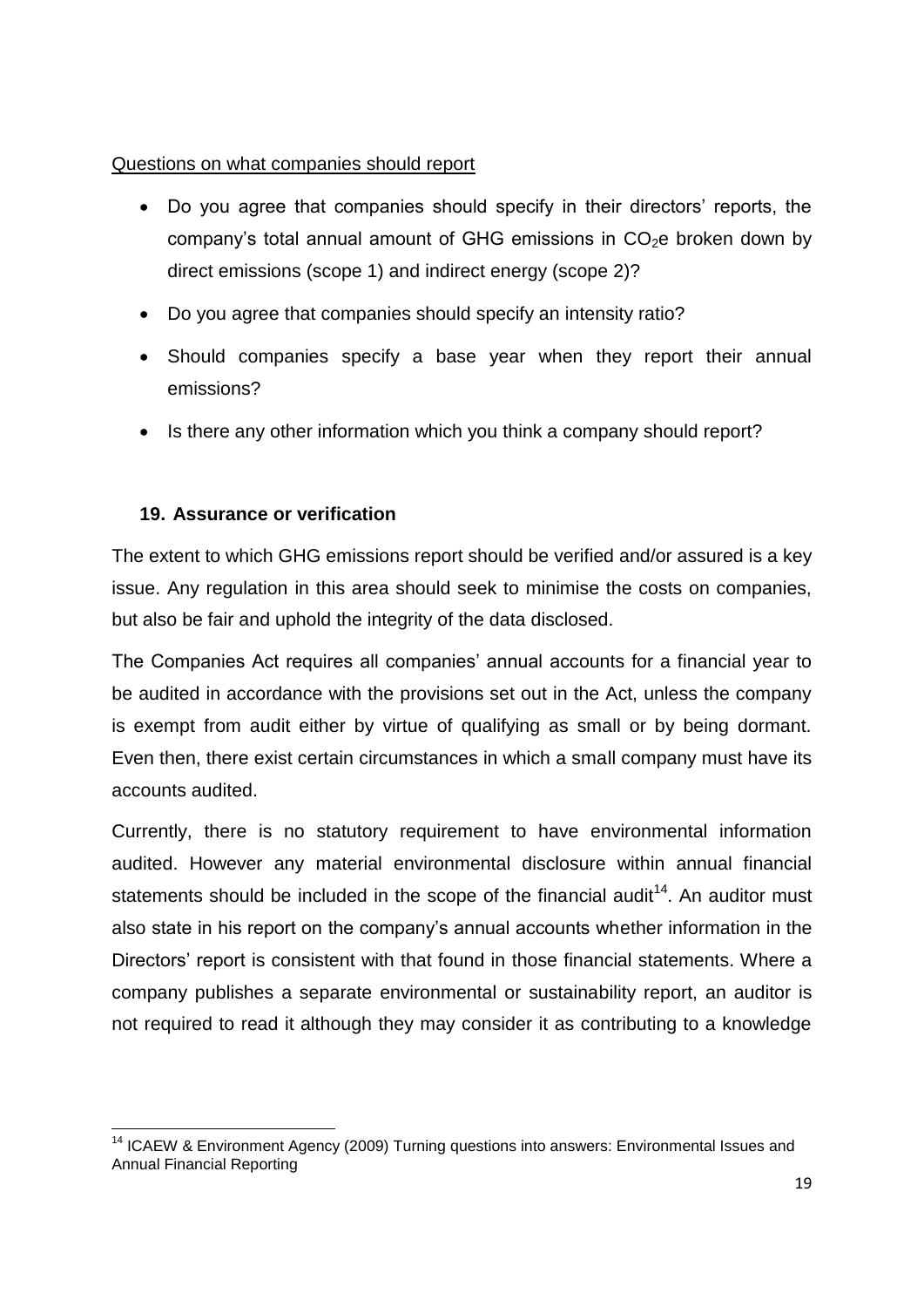Questions on what companies should report

- Do you agree that companies should specify in their directors' reports, the company's total annual amount of GHG emissions in $CO_2e$ broken down by direct emissions (scope 1) and indirect energy (scope 2)?
- Do you agree that companies should specify an intensity ratio?
- Should companies specify a base year when they report their annual emissions?
- Is there any other information which you think a company should report?

## 19. Assurance or verification

The extent to which GHG emissions report should be verified and/or assured is a key issue. Any regulation in this area should seek to minimise the costs on companies, but also be fair and uphold the integrity of the data disclosed.

The Companies Act requires all companies' annual accounts for a financial year to be audited in accordance with the provisions set out in the Act, unless the company is exempt from audit either by virtue of qualifying as small or by being dormant. Even then, there exist certain circumstances in which a small company must have its accounts audited.

Currently, there is no statutory requirement to have environmental information audited. However any material environmental disclosure within annual financial statements should be included in the scope of the financial audit[14]. An auditor must also state in his report on the company's annual accounts whether information in the Directors' report is consistent with that found in those financial statements. Where a company publishes a separate environmental or sustainability report, an auditor is not required to read it although they may consider it as contributing to a knowledge

[14] ICAEW & Environment Agency (2009) Turning questions into answers: Environmental Issues and Annual Financial Reporting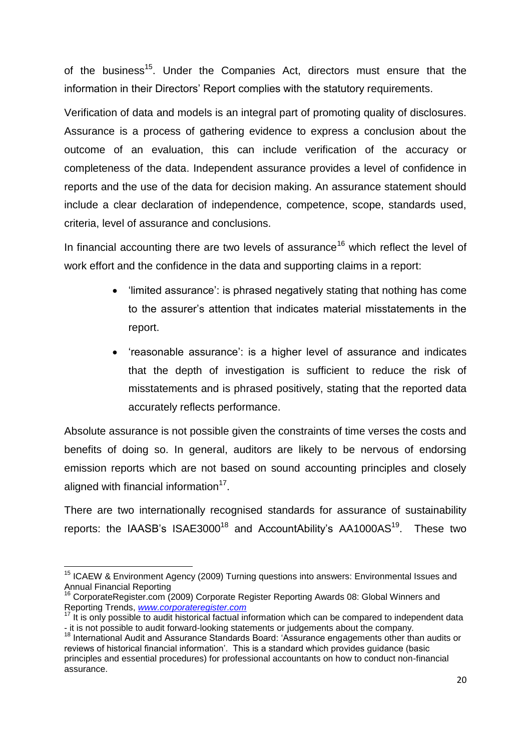of the business[15]. Under the Companies Act, directors must ensure that the information in their Directors' Report complies with the statutory requirements.

Verification of data and models is an integral part of promoting quality of disclosures. Assurance is a process of gathering evidence to express a conclusion about the outcome of an evaluation, this can include verification of the accuracy or completeness of the data. Independent assurance provides a level of confidence in reports and the use of the data for decision making. An assurance statement should include a clear declaration of independence, competence, scope, standards used, criteria, level of assurance and conclusions.

In financial accounting there are two levels of assurance[16] which reflect the level of work effort and the confidence in the data and supporting claims in a report:

- 'limited assurance': is phrased negatively stating that nothing has come to the assurer's attention that indicates material misstatements in the report.
- 'reasonable assurance': is a higher level of assurance and indicates that the depth of investigation is sufficient to reduce the risk of misstatements and is phrased positively, stating that the reported data accurately reflects performance.

Absolute assurance is not possible given the constraints of time verses the costs and benefits of doing so. In general, auditors are likely to be nervous of endorsing emission reports which are not based on sound accounting principles and closely aligned with financial information[17].

There are two internationally recognised standards for assurance of sustainability reports: the IAASB's ISAE3000[18] and AccountAbility's AA1000AS[19]. These two

---

[15] ICAEW & Environment Agency (2009) Turning questions into answers: Environmental Issues and Annual Financial Reporting

[16] CorporateRegister.com (2009) Corporate Register Reporting Awards 08: Global Winners and Reporting Trends, *www.corporateregister.com*

[17] It is only possible to audit historical factual information which can be compared to independent data - it is not possible to audit forward-looking statements or judgements about the company.

[18] International Audit and Assurance Standards Board: 'Assurance engagements other than audits or reviews of historical financial information'. This is a standard which provides guidance (basic principles and essential procedures) for professional accountants on how to conduct non-financial assurance.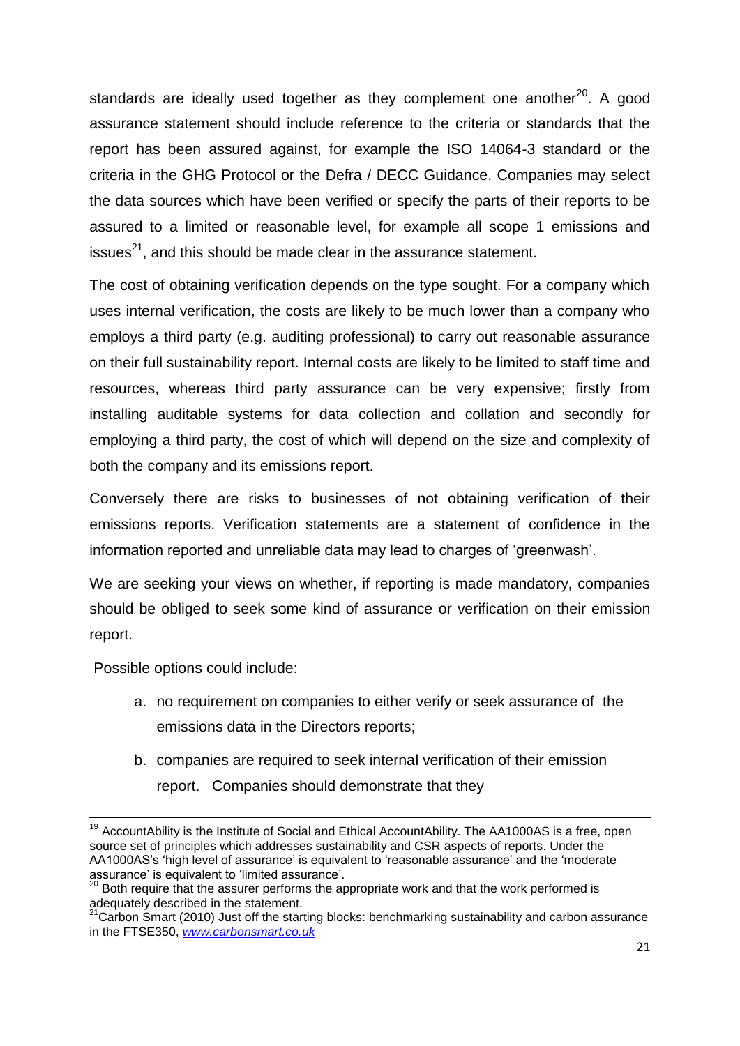standards are ideally used together as they complement one another[20]. A good assurance statement should include reference to the criteria or standards that the report has been assured against, for example the ISO 14064-3 standard or the criteria in the GHG Protocol or the Defra / DECC Guidance. Companies may select the data sources which have been verified or specify the parts of their reports to be assured to a limited or reasonable level, for example all scope 1 emissions and issues[21], and this should be made clear in the assurance statement.

The cost of obtaining verification depends on the type sought. For a company which uses internal verification, the costs are likely to be much lower than a company who employs a third party (e.g. auditing professional) to carry out reasonable assurance on their full sustainability report. Internal costs are likely to be limited to staff time and resources, whereas third party assurance can be very expensive; firstly from installing auditable systems for data collection and collation and secondly for employing a third party, the cost of which will depend on the size and complexity of both the company and its emissions report.

Conversely there are risks to businesses of not obtaining verification of their emissions reports. Verification statements are a statement of confidence in the information reported and unreliable data may lead to charges of 'greenwash'.

We are seeking your views on whether, if reporting is made mandatory, companies should be obliged to seek some kind of assurance or verification on their emission report.

Possible options could include:

a. no requirement on companies to either verify or seek assurance of the emissions data in the Directors reports;
b. companies are required to seek internal verification of their emission report. Companies should demonstrate that they

---

[19] AccountAbility is the Institute of Social and Ethical AccountAbility. The AA1000AS is a free, open source set of principles which addresses sustainability and CSR aspects of reports. Under the AA1000AS's 'high level of assurance' is equivalent to 'reasonable assurance' and the 'moderate assurance' is equivalent to 'limited assurance'.

[20] Both require that the assurer performs the appropriate work and that the work performed is adequately described in the statement.

[21] Carbon Smart (2010) Just off the starting blocks: benchmarking sustainability and carbon assurance in the FTSE350, www.carbonsmart.co.uk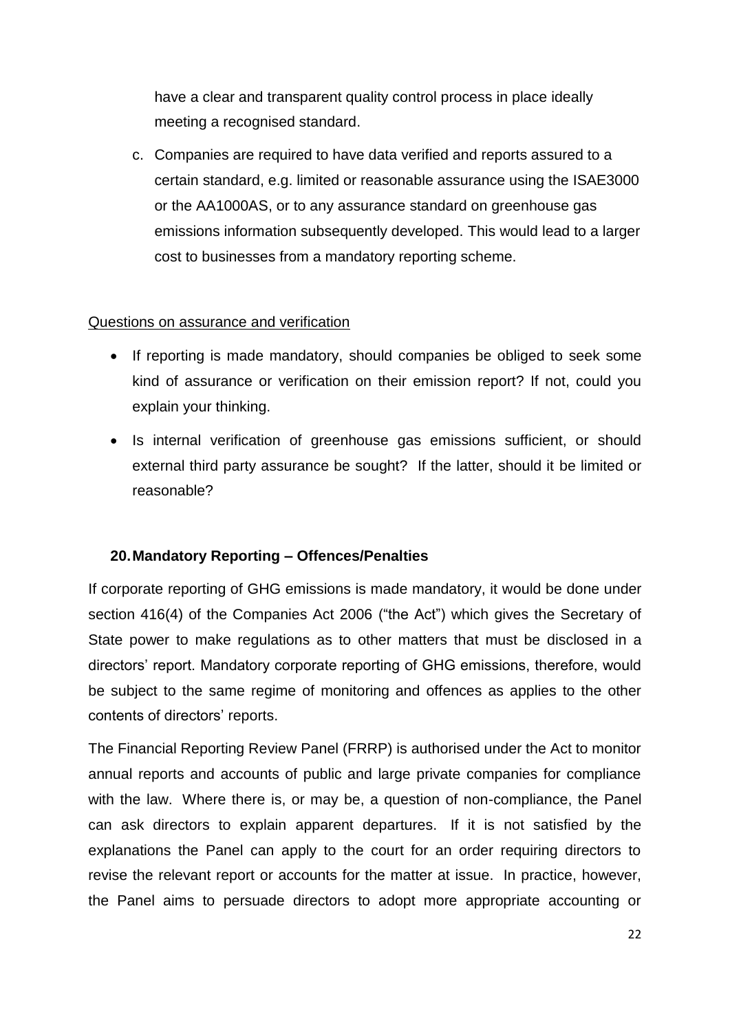have a clear and transparent quality control process in place ideally meeting a recognised standard.

c. Companies are required to have data verified and reports assured to a certain standard, e.g. limited or reasonable assurance using the ISAE3000 or the AA1000AS, or to any assurance standard on greenhouse gas emissions information subsequently developed. This would lead to a larger cost to businesses from a mandatory reporting scheme.

<u>Questions on assurance and verification</u>

- If reporting is made mandatory, should companies be obliged to seek some kind of assurance or verification on their emission report? If not, could you explain your thinking.
- Is internal verification of greenhouse gas emissions sufficient, or should external third party assurance be sought? If the latter, should it be limited or reasonable?

## 20. Mandatory Reporting – Offences/Penalties

If corporate reporting of GHG emissions is made mandatory, it would be done under section 416(4) of the Companies Act 2006 ("the Act") which gives the Secretary of State power to make regulations as to other matters that must be disclosed in a directors' report. Mandatory corporate reporting of GHG emissions, therefore, would be subject to the same regime of monitoring and offences as applies to the other contents of directors' reports.

The Financial Reporting Review Panel (FRRP) is authorised under the Act to monitor annual reports and accounts of public and large private companies for compliance with the law. Where there is, or may be, a question of non-compliance, the Panel can ask directors to explain apparent departures. If it is not satisfied by the explanations the Panel can apply to the court for an order requiring directors to revise the relevant report or accounts for the matter at issue. In practice, however, the Panel aims to persuade directors to adopt more appropriate accounting or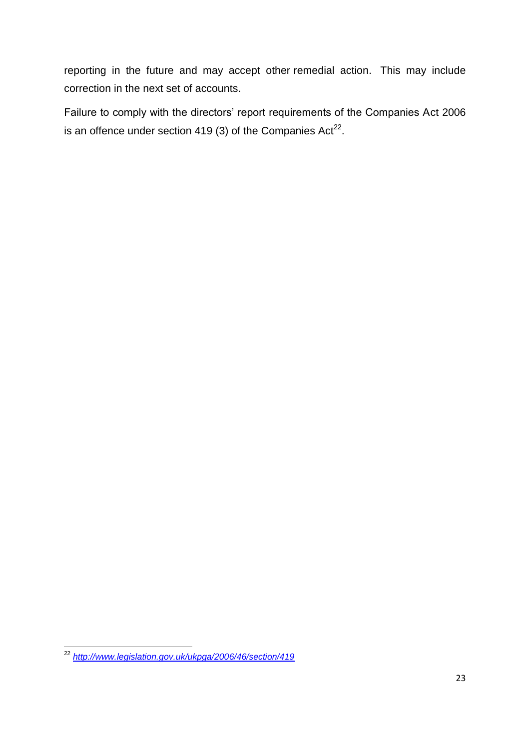reporting in the future and may accept other remedial action. This may include correction in the next set of accounts.

Failure to comply with the directors' report requirements of the Companies Act 2006 is an offence under section 419 (3) of the Companies Act[22].

---

[22] *http://www.legislation.gov.uk/ukpga/2006/46/section/419*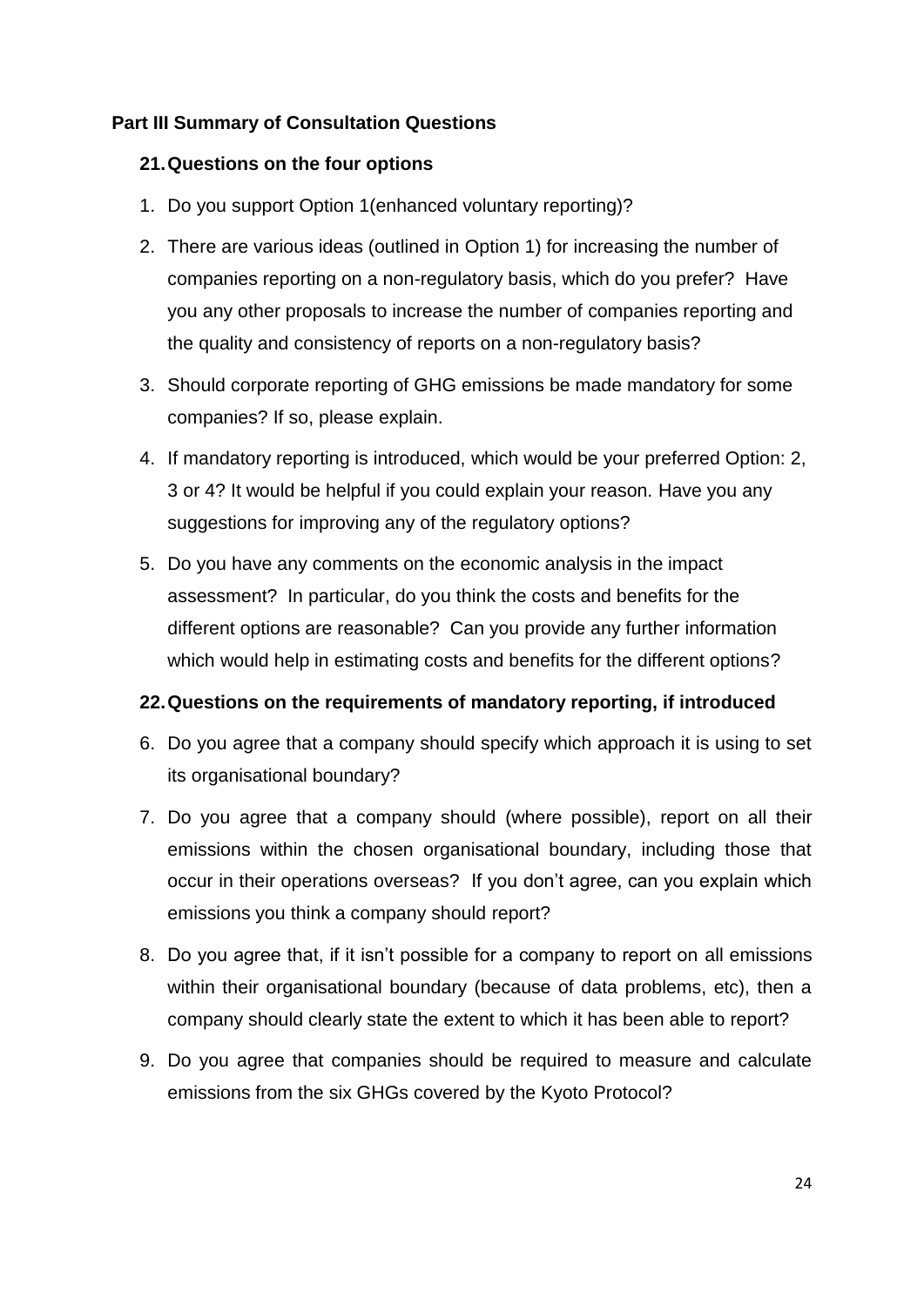## Part III Summary of Consultation Questions

### 21. Questions on the four options

1. Do you support Option 1(enhanced voluntary reporting)?
2. There are various ideas (outlined in Option 1) for increasing the number of companies reporting on a non-regulatory basis, which do you prefer? Have you any other proposals to increase the number of companies reporting and the quality and consistency of reports on a non-regulatory basis?
3. Should corporate reporting of GHG emissions be made mandatory for some companies? If so, please explain.
4. If mandatory reporting is introduced, which would be your preferred Option: 2, 3 or 4? It would be helpful if you could explain your reason. Have you any suggestions for improving any of the regulatory options?
5. Do you have any comments on the economic analysis in the impact assessment? In particular, do you think the costs and benefits for the different options are reasonable? Can you provide any further information which would help in estimating costs and benefits for the different options?

### 22. Questions on the requirements of mandatory reporting, if introduced

6. Do you agree that a company should specify which approach it is using to set its organisational boundary?
7. Do you agree that a company should (where possible), report on all their emissions within the chosen organisational boundary, including those that occur in their operations overseas? If you don't agree, can you explain which emissions you think a company should report?
8. Do you agree that, if it isn't possible for a company to report on all emissions within their organisational boundary (because of data problems, etc), then a company should clearly state the extent to which it has been able to report?
9. Do you agree that companies should be required to measure and calculate emissions from the six GHGs covered by the Kyoto Protocol?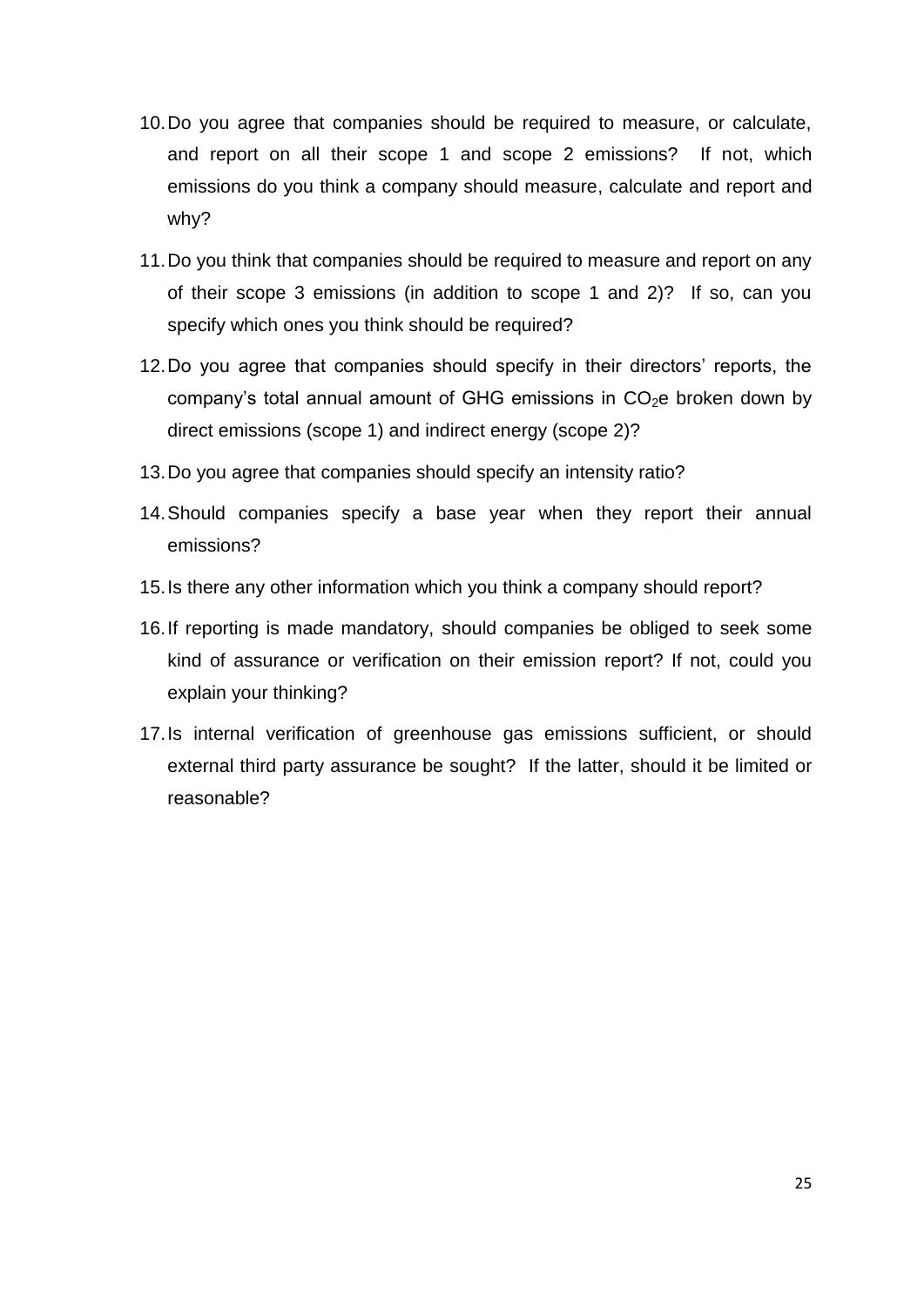10. Do you agree that companies should be required to measure, or calculate, and report on all their scope 1 and scope 2 emissions? If not, which emissions do you think a company should measure, calculate and report and why?

11. Do you think that companies should be required to measure and report on any of their scope 3 emissions (in addition to scope 1 and 2)? If so, can you specify which ones you think should be required?

12. Do you agree that companies should specify in their directors' reports, the company's total annual amount of GHG emissions in $CO_2e$ broken down by direct emissions (scope 1) and indirect energy (scope 2)?

13. Do you agree that companies should specify an intensity ratio?

14. Should companies specify a base year when they report their annual emissions?

15. Is there any other information which you think a company should report?

16. If reporting is made mandatory, should companies be obliged to seek some kind of assurance or verification on their emission report? If not, could you explain your thinking?

17. Is internal verification of greenhouse gas emissions sufficient, or should external third party assurance be sought? If the latter, should it be limited or reasonable?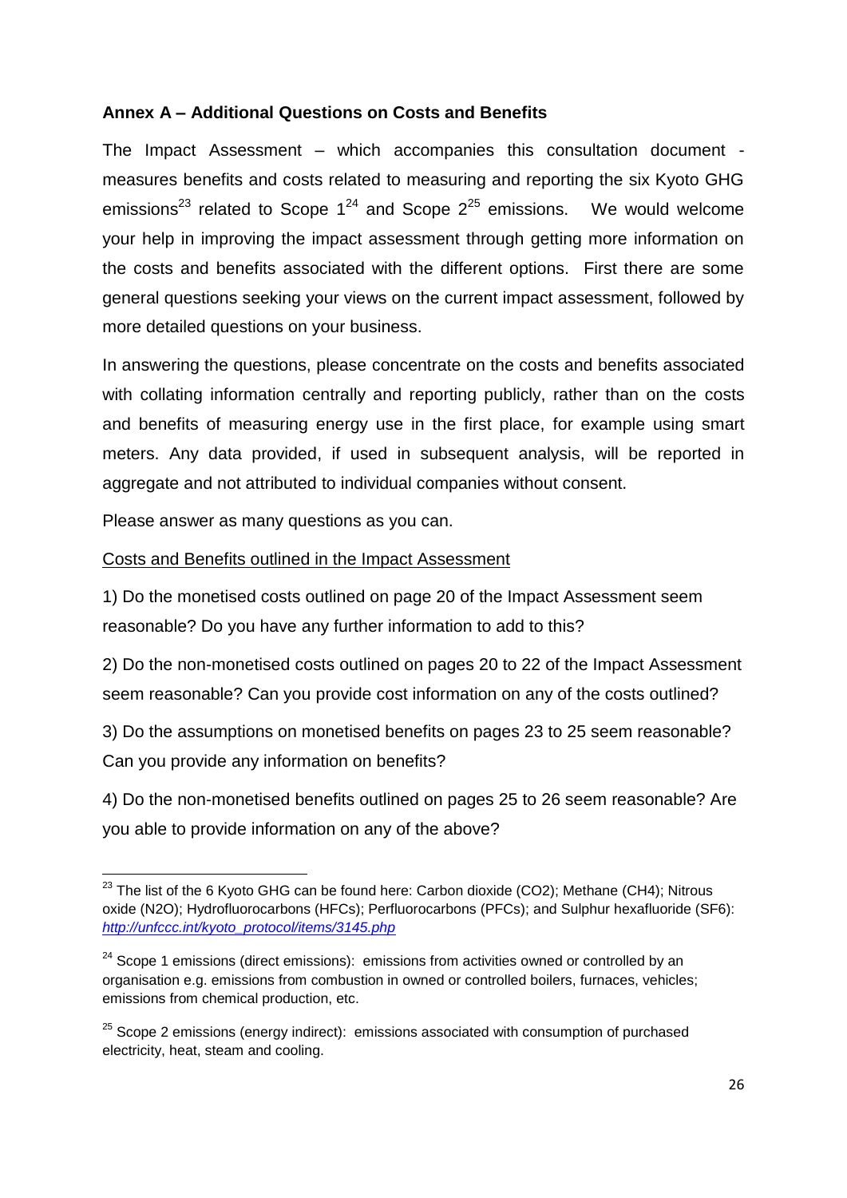**Annex A – Additional Questions on Costs and Benefits**

The Impact Assessment – which accompanies this consultation document - measures benefits and costs related to measuring and reporting the six Kyoto GHG emissions[23] related to Scope 1[24] and Scope 2[25] emissions. We would welcome your help in improving the impact assessment through getting more information on the costs and benefits associated with the different options. First there are some general questions seeking your views on the current impact assessment, followed by more detailed questions on your business.

In answering the questions, please concentrate on the costs and benefits associated with collating information centrally and reporting publicly, rather than on the costs and benefits of measuring energy use in the first place, for example using smart meters. Any data provided, if used in subsequent analysis, will be reported in aggregate and not attributed to individual companies without consent.

Please answer as many questions as you can.

<u>Costs and Benefits outlined in the Impact Assessment</u>

1) Do the monetised costs outlined on page 20 of the Impact Assessment seem reasonable? Do you have any further information to add to this?

2) Do the non-monetised costs outlined on pages 20 to 22 of the Impact Assessment seem reasonable? Can you provide cost information on any of the costs outlined?

3) Do the assumptions on monetised benefits on pages 23 to 25 seem reasonable? Can you provide any information on benefits?

4) Do the non-monetised benefits outlined on pages 25 to 26 seem reasonable? Are you able to provide information on any of the above?

---

[23] The list of the 6 Kyoto GHG can be found here: Carbon dioxide ($CO_2$); Methane ($CH_4$); Nitrous oxide ($N_2O$); Hydrofluorocarbons (HFCs); Perfluorocarbons (PFCs); and Sulphur hexafluoride ($SF_6$): *http://unfccc.int/kyoto_protocol/items/3145.php*

[24] Scope 1 emissions (direct emissions): emissions from activities owned or controlled by an organisation e.g. emissions from combustion in owned or controlled boilers, furnaces, vehicles; emissions from chemical production, etc.

[25] Scope 2 emissions (energy indirect): emissions associated with consumption of purchased electricity, heat, steam and cooling.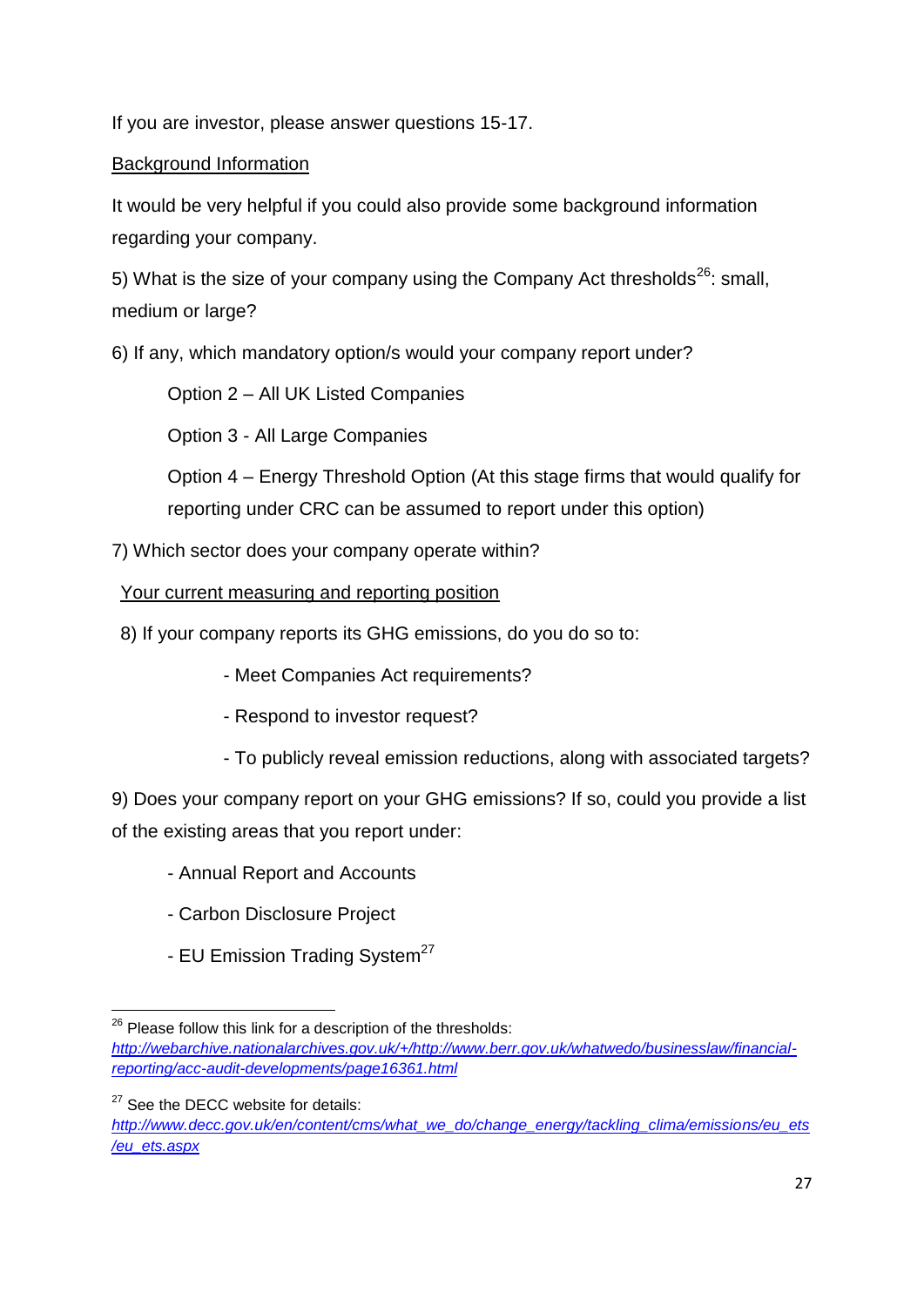If you are investor, please answer questions 15-17.

Background Information

It would be very helpful if you could also provide some background information regarding your company.

5) What is the size of your company using the Company Act thresholds[26]: small, medium or large?

6) If any, which mandatory option/s would your company report under?

Option 2 – All UK Listed Companies

Option 3 - All Large Companies

Option 4 – Energy Threshold Option (At this stage firms that would qualify for reporting under CRC can be assumed to report under this option)

7) Which sector does your company operate within?

Your current measuring and reporting position

8) If your company reports its GHG emissions, do you do so to:

- Meet Companies Act requirements?
- Respond to investor request?
- To publicly reveal emission reductions, along with associated targets?

9) Does your company report on your GHG emissions? If so, could you provide a list of the existing areas that you report under:

- Annual Report and Accounts
- Carbon Disclosure Project
- EU Emission Trading System[27]

---

[26] Please follow this link for a description of the thresholds: *http://webarchive.nationalarchives.gov.uk/+/http://www.berr.gov.uk/whatwedo/businesslaw/financial-reporting/acc-audit-developments/page16361.html*

[27] See the DECC website for details: *http://www.decc.gov.uk/en/content/cms/what_we_do/change_energy/tackling_clima/emissions/eu_ets/eu_ets.aspx*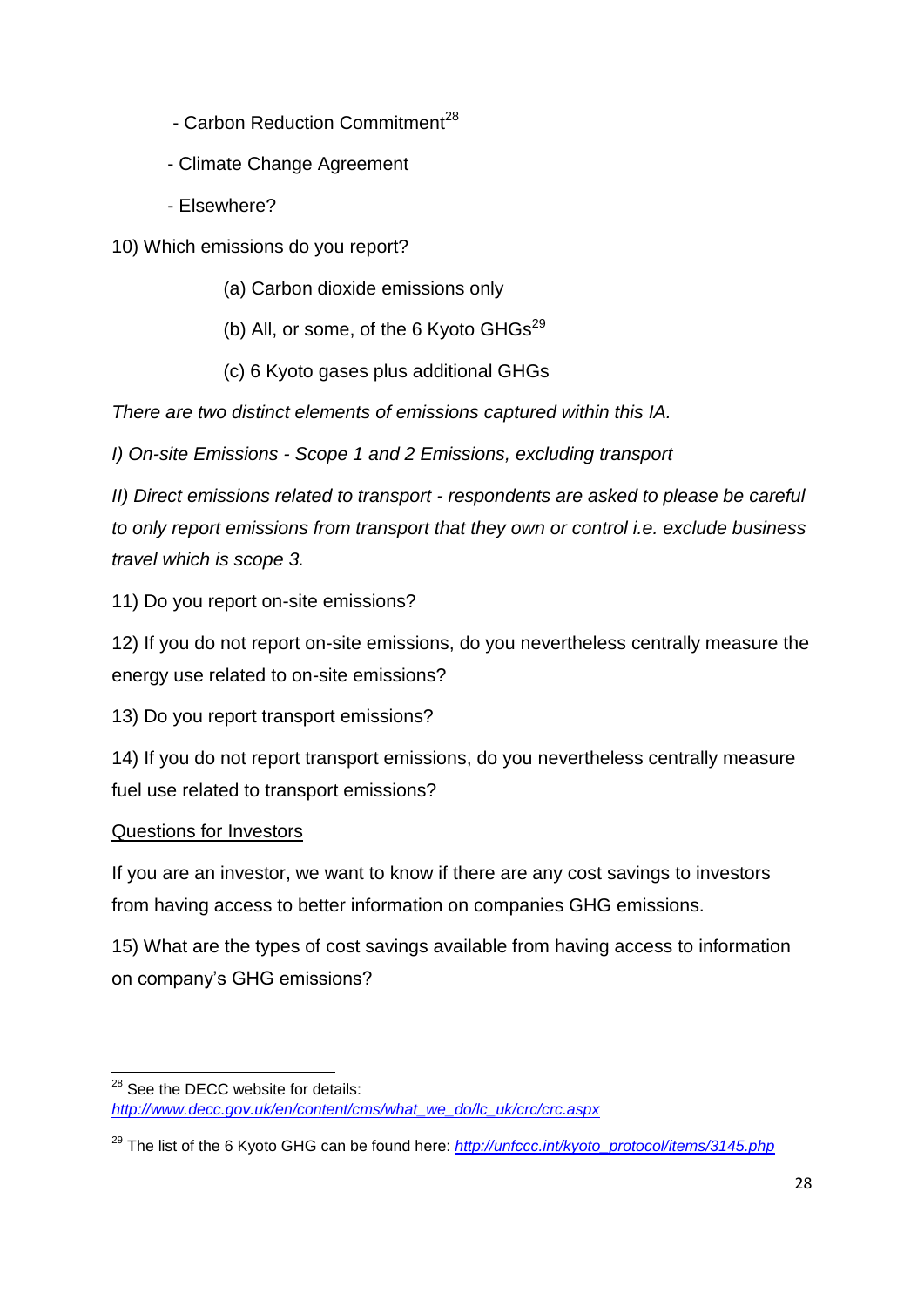- Carbon Reduction Commitment[28]

- Climate Change Agreement

- Elsewhere?

10) Which emissions do you report?

(a) Carbon dioxide emissions only

(b) All, or some, of the 6 Kyoto GHGs[29]

(c) 6 Kyoto gases plus additional GHGs

*There are two distinct elements of emissions captured within this IA.*

*I) On-site Emissions - Scope 1 and 2 Emissions, excluding transport*

*II) Direct emissions related to transport - respondents are asked to please be careful to only report emissions from transport that they own or control i.e. exclude business travel which is scope 3.*

11) Do you report on-site emissions?

12) If you do not report on-site emissions, do you nevertheless centrally measure the energy use related to on-site emissions?

13) Do you report transport emissions?

14) If you do not report transport emissions, do you nevertheless centrally measure fuel use related to transport emissions?

<u>Questions for Investors</u>

If you are an investor, we want to know if there are any cost savings to investors from having access to better information on companies GHG emissions.

15) What are the types of cost savings available from having access to information on company's GHG emissions?

---

[28] See the DECC website for details: *http://www.decc.gov.uk/en/content/cms/what_we_do/lc_uk/crc/crc.aspx*

[29] The list of the 6 Kyoto GHG can be found here: *http://unfccc.int/kyoto_protocol/items/3145.php*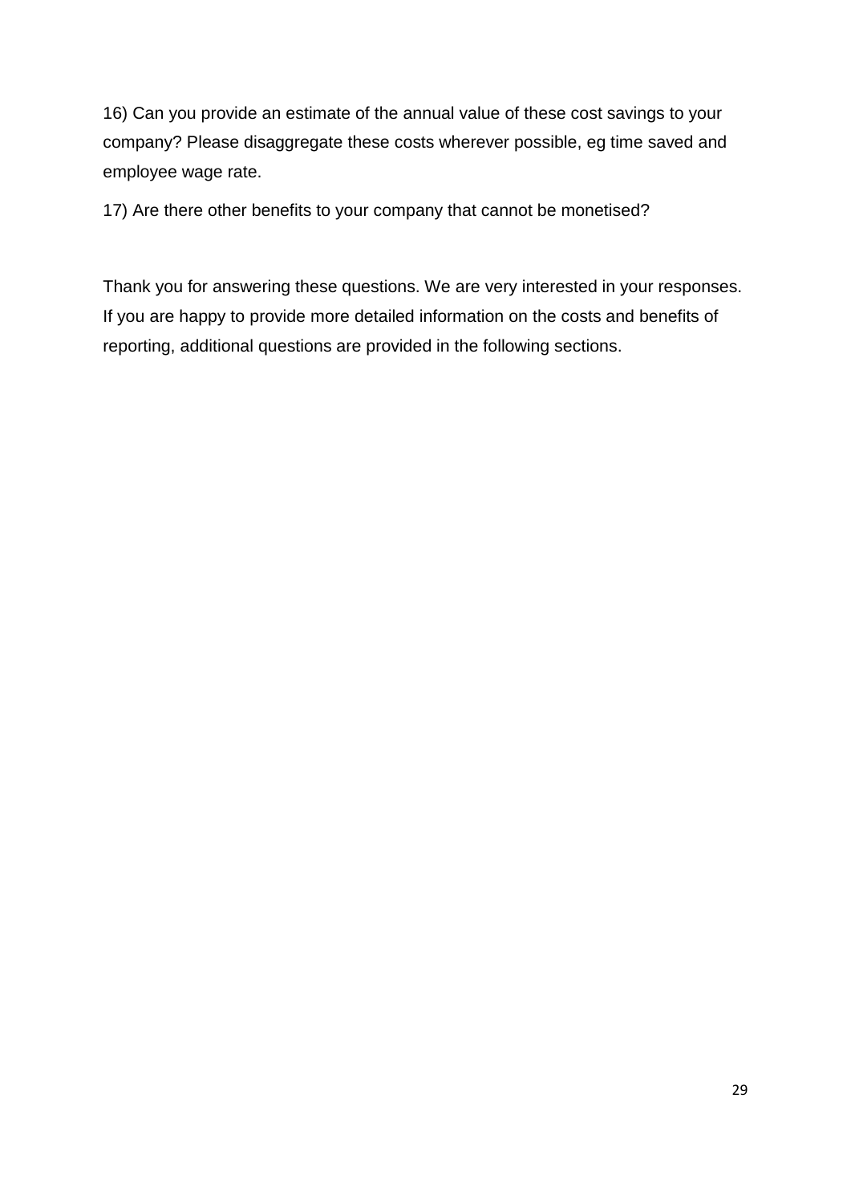16) Can you provide an estimate of the annual value of these cost savings to your company? Please disaggregate these costs wherever possible, eg time saved and employee wage rate.

17) Are there other benefits to your company that cannot be monetised?

Thank you for answering these questions. We are very interested in your responses. If you are happy to provide more detailed information on the costs and benefits of reporting, additional questions are provided in the following sections.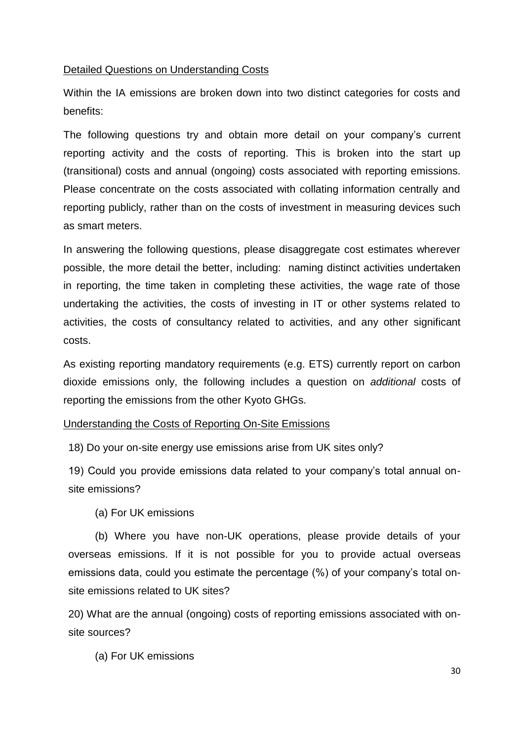Detailed Questions on Understanding Costs

Within the IA emissions are broken down into two distinct categories for costs and benefits:

The following questions try and obtain more detail on your company's current reporting activity and the costs of reporting. This is broken into the start up (transitional) costs and annual (ongoing) costs associated with reporting emissions. Please concentrate on the costs associated with collating information centrally and reporting publicly, rather than on the costs of investment in measuring devices such as smart meters.

In answering the following questions, please disaggregate cost estimates wherever possible, the more detail the better, including: naming distinct activities undertaken in reporting, the time taken in completing these activities, the wage rate of those undertaking the activities, the costs of investing in IT or other systems related to activities, the costs of consultancy related to activities, and any other significant costs.

As existing reporting mandatory requirements (e.g. ETS) currently report on carbon dioxide emissions only, the following includes a question on *additional* costs of reporting the emissions from the other Kyoto GHGs.

Understanding the Costs of Reporting On-Site Emissions

18) Do your on-site energy use emissions arise from UK sites only?

19) Could you provide emissions data related to your company's total annual on-site emissions?

(a) For UK emissions

(b) Where you have non-UK operations, please provide details of your overseas emissions. If it is not possible for you to provide actual overseas emissions data, could you estimate the percentage (%) of your company's total on-site emissions related to UK sites?

20) What are the annual (ongoing) costs of reporting emissions associated with on-site sources?

(a) For UK emissions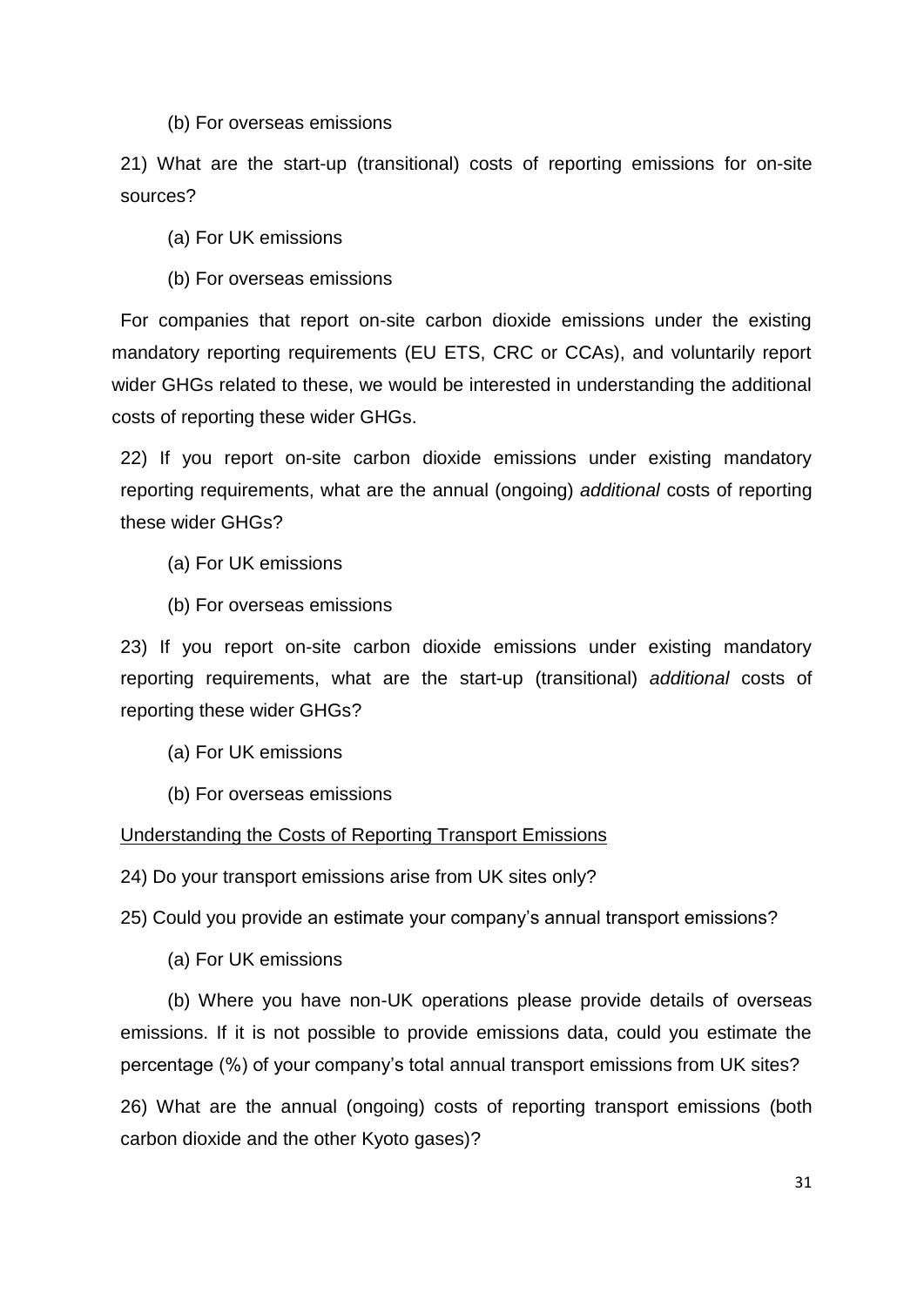(b) For overseas emissions

21) What are the start-up (transitional) costs of reporting emissions for on-site sources?

(a) For UK emissions

(b) For overseas emissions

For companies that report on-site carbon dioxide emissions under the existing mandatory reporting requirements (EU ETS, CRC or CCAs), and voluntarily report wider GHGs related to these, we would be interested in understanding the additional costs of reporting these wider GHGs.

22) If you report on-site carbon dioxide emissions under existing mandatory reporting requirements, what are the annual (ongoing) *additional* costs of reporting these wider GHGs?

(a) For UK emissions

(b) For overseas emissions

23) If you report on-site carbon dioxide emissions under existing mandatory reporting requirements, what are the start-up (transitional) *additional* costs of reporting these wider GHGs?

(a) For UK emissions

(b) For overseas emissions

Understanding the Costs of Reporting Transport Emissions

24) Do your transport emissions arise from UK sites only?

25) Could you provide an estimate your company's annual transport emissions?

(a) For UK emissions

(b) Where you have non-UK operations please provide details of overseas emissions. If it is not possible to provide emissions data, could you estimate the percentage (%) of your company's total annual transport emissions from UK sites?

26) What are the annual (ongoing) costs of reporting transport emissions (both carbon dioxide and the other Kyoto gases)?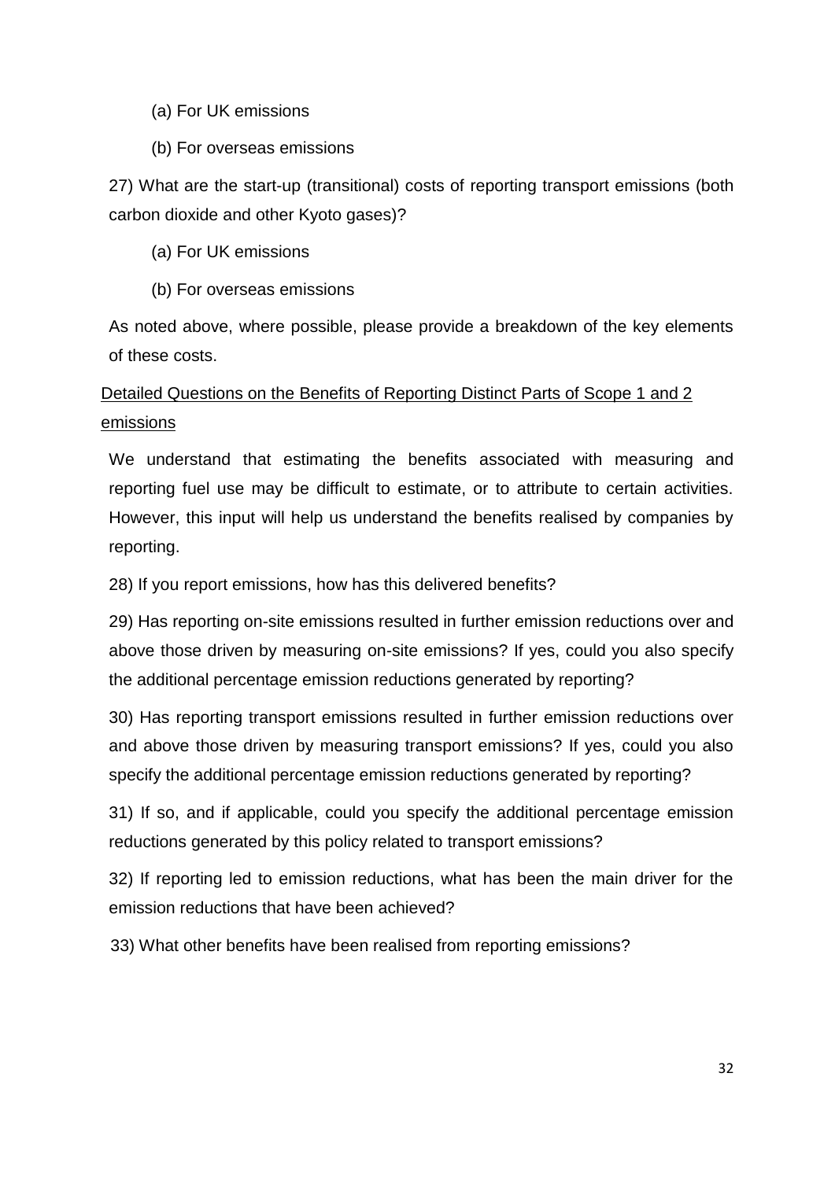(a) For UK emissions

(b) For overseas emissions

27) What are the start-up (transitional) costs of reporting transport emissions (both carbon dioxide and other Kyoto gases)?

(a) For UK emissions

(b) For overseas emissions

As noted above, where possible, please provide a breakdown of the key elements of these costs.

<u>Detailed Questions on the Benefits of Reporting Distinct Parts of Scope 1 and 2 emissions</u>

We understand that estimating the benefits associated with measuring and reporting fuel use may be difficult to estimate, or to attribute to certain activities. However, this input will help us understand the benefits realised by companies by reporting.

28) If you report emissions, how has this delivered benefits?

29) Has reporting on-site emissions resulted in further emission reductions over and above those driven by measuring on-site emissions? If yes, could you also specify the additional percentage emission reductions generated by reporting?

30) Has reporting transport emissions resulted in further emission reductions over and above those driven by measuring transport emissions? If yes, could you also specify the additional percentage emission reductions generated by reporting?

31) If so, and if applicable, could you specify the additional percentage emission reductions generated by this policy related to transport emissions?

32) If reporting led to emission reductions, what has been the main driver for the emission reductions that have been achieved?

33) What other benefits have been realised from reporting emissions?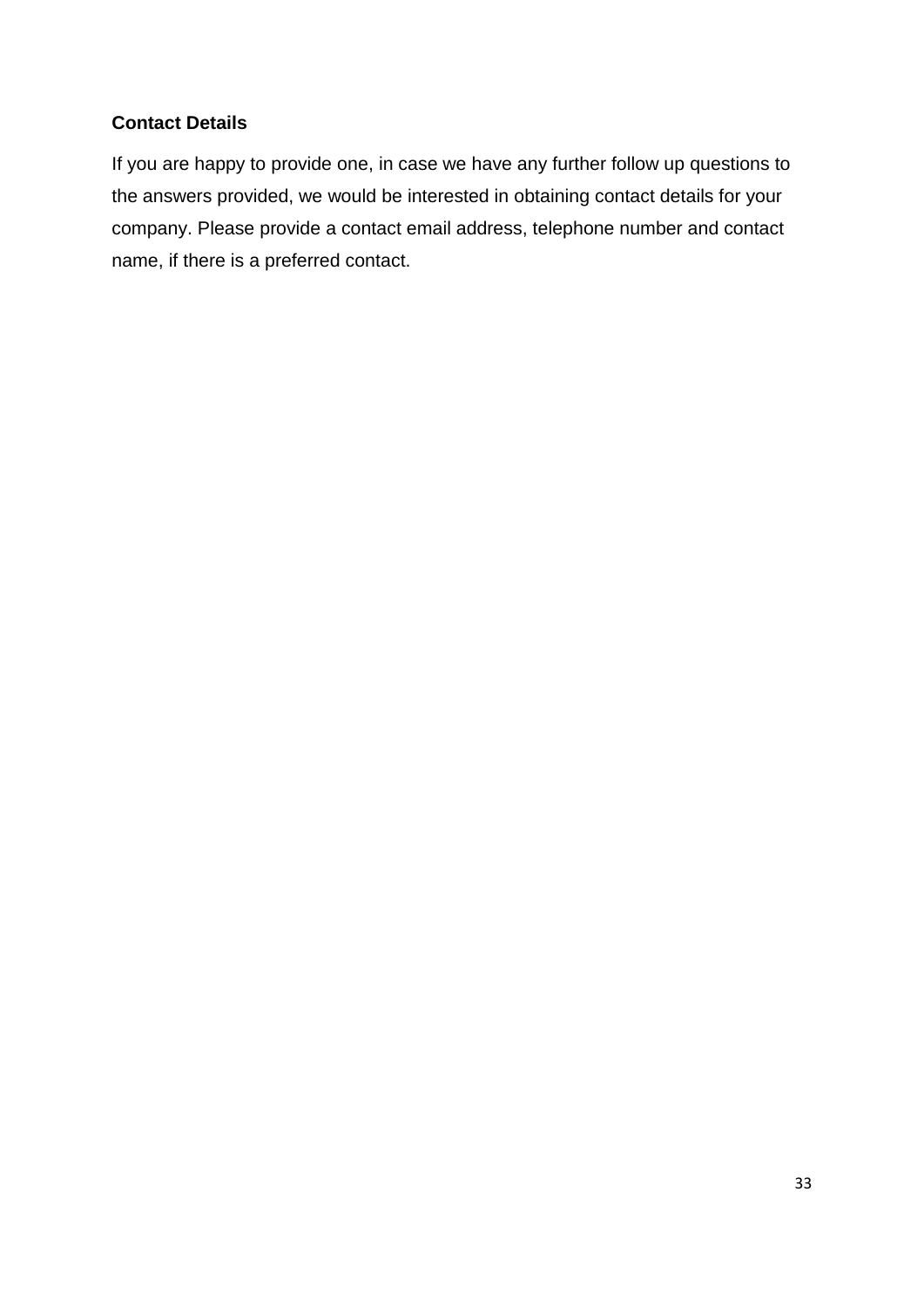**Contact Details**

If you are happy to provide one, in case we have any further follow up questions to the answers provided, we would be interested in obtaining contact details for your company. Please provide a contact email address, telephone number and contact name, if there is a preferred contact.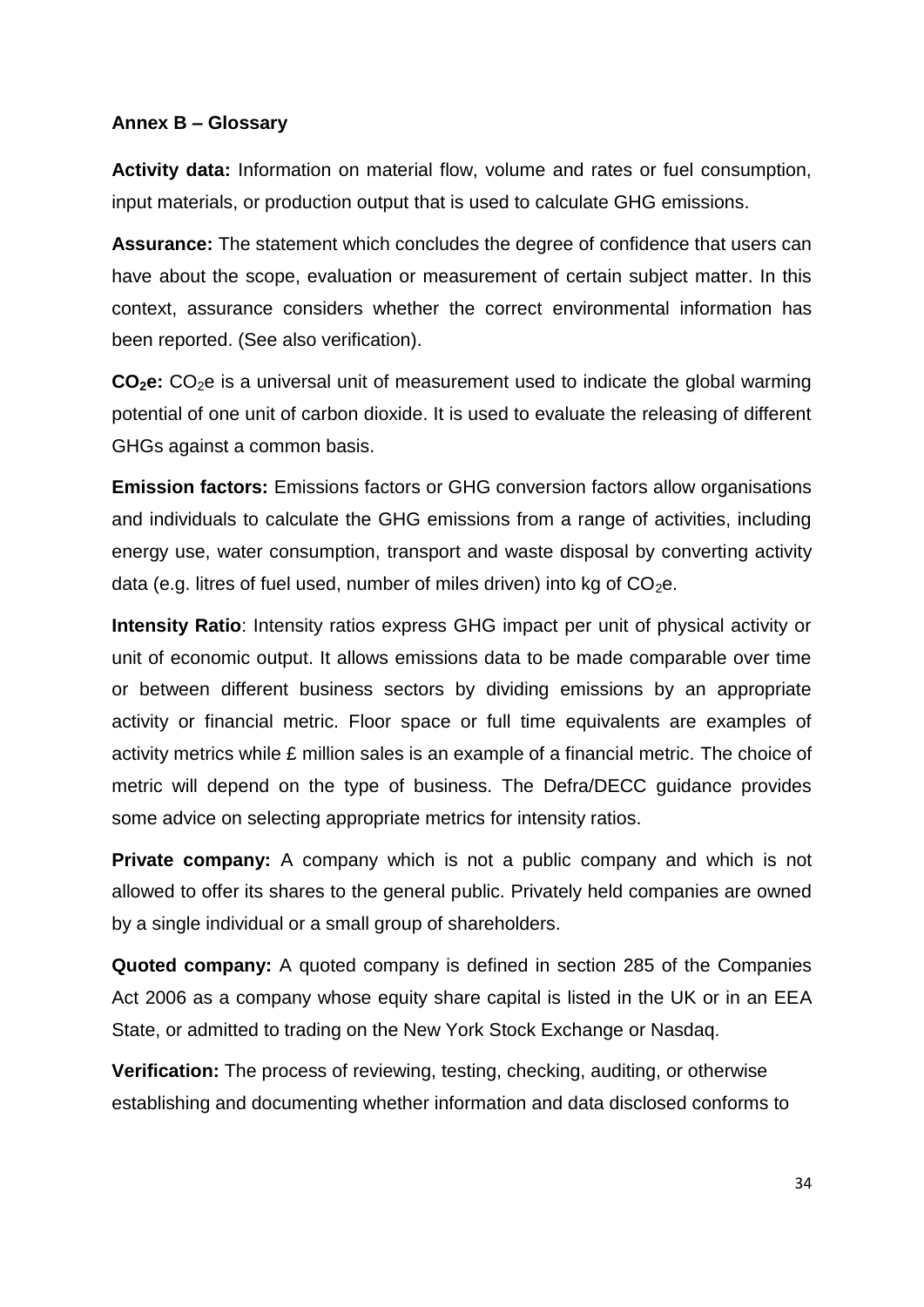**Annex B – Glossary**

**Activity data:** Information on material flow, volume and rates or fuel consumption, input materials, or production output that is used to calculate GHG emissions.

**Assurance:** The statement which concludes the degree of confidence that users can have about the scope, evaluation or measurement of certain subject matter. In this context, assurance considers whether the correct environmental information has been reported. (See also verification).

**$CO_2e$:** $CO_2e$ is a universal unit of measurement used to indicate the global warming potential of one unit of carbon dioxide. It is used to evaluate the releasing of different GHGs against a common basis.

**Emission factors:** Emissions factors or GHG conversion factors allow organisations and individuals to calculate the GHG emissions from a range of activities, including energy use, water consumption, transport and waste disposal by converting activity data (e.g. litres of fuel used, number of miles driven) into kg of $CO_2e$.

**Intensity Ratio**: Intensity ratios express GHG impact per unit of physical activity or unit of economic output. It allows emissions data to be made comparable over time or between different business sectors by dividing emissions by an appropriate activity or financial metric. Floor space or full time equivalents are examples of activity metrics while £ million sales is an example of a financial metric. The choice of metric will depend on the type of business. The Defra/DECC guidance provides some advice on selecting appropriate metrics for intensity ratios.

**Private company:** A company which is not a public company and which is not allowed to offer its shares to the general public. Privately held companies are owned by a single individual or a small group of shareholders.

**Quoted company:** A quoted company is defined in section 285 of the Companies Act 2006 as a company whose equity share capital is listed in the UK or in an EEA State, or admitted to trading on the New York Stock Exchange or Nasdaq.

**Verification:** The process of reviewing, testing, checking, auditing, or otherwise establishing and documenting whether information and data disclosed conforms to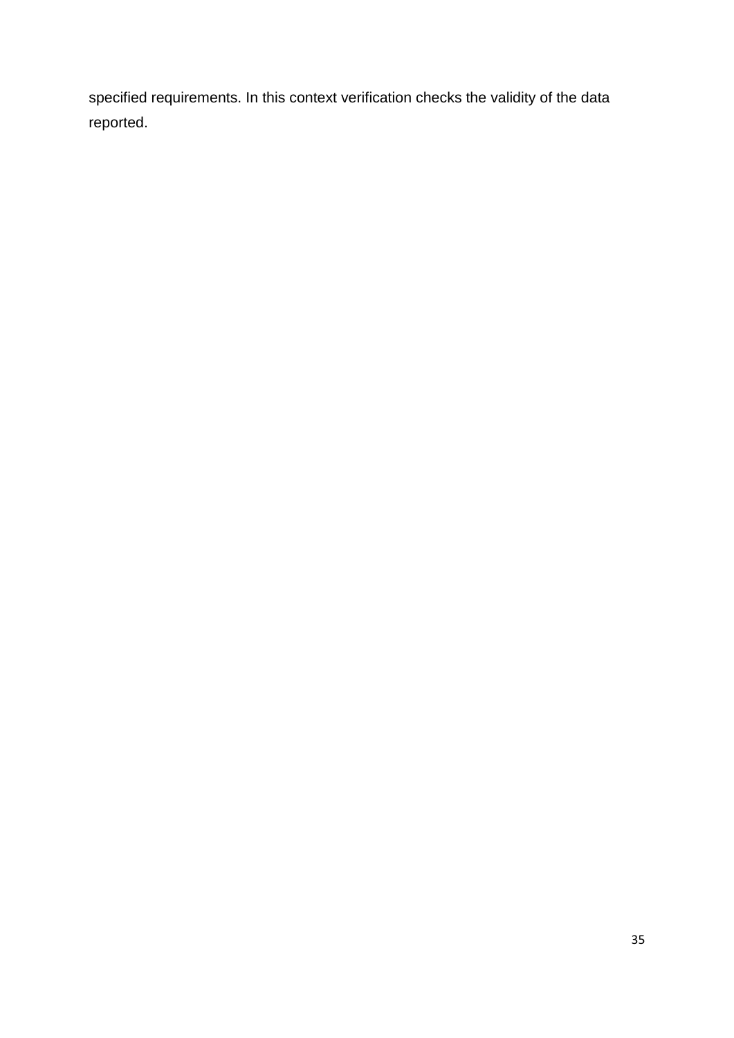specified requirements. In this context verification checks the validity of the data reported.